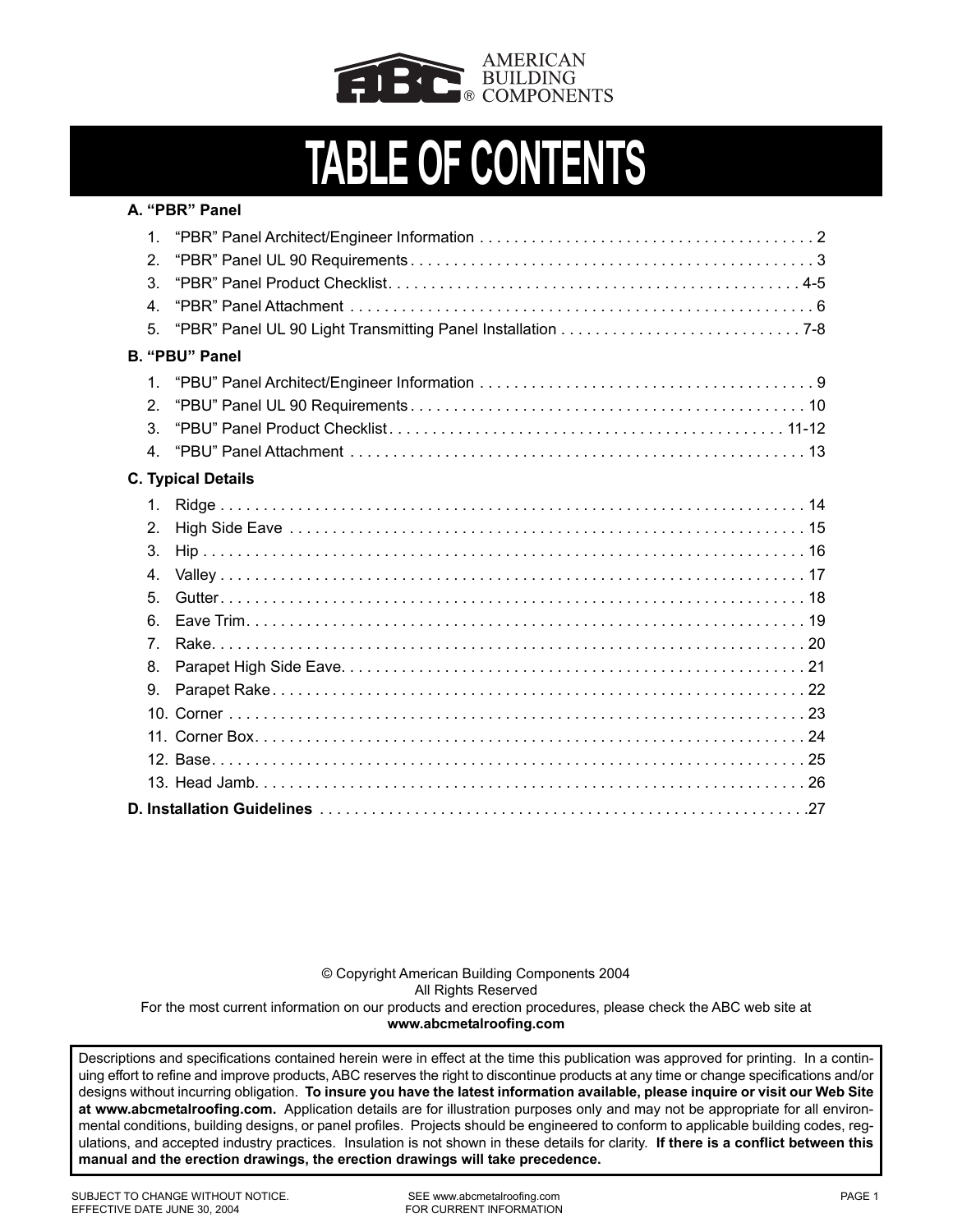AMERICAN BUILDING COMPONENTS®

# TABLE OF CONTENTS

**A. “PBR” Panel**

1. “PBR” Panel Architect/Engineer Information . . . . . . . . . . 2
2. “PBR” Panel UL 90 Requirements . . . . . . . . . . 3
3. “PBR” Panel Product Checklist . . . . . . . . . . 4-5
4. “PBR” Panel Attachment . . . . . . . . . . 6
5. “PBR” Panel UL 90 Light Transmitting Panel Installation . . . . . . . . . . 7-8

**B. “PBU” Panel**

1. “PBU” Panel Architect/Engineer Information . . . . . . . . . . 9
2. “PBU” Panel UL 90 Requirements . . . . . . . . . . 10
3. “PBU” Panel Product Checklist . . . . . . . . . . 11-12
4. “PBU” Panel Attachment . . . . . . . . . . 13

**C. Typical Details**

1. Ridge . . . . . . . . . . 14
2. High Side Eave . . . . . . . . . . 15
3. Hip . . . . . . . . . . 16
4. Valley . . . . . . . . . . 17
5. Gutter . . . . . . . . . . 18
6. Eave Trim . . . . . . . . . . 19
7. Rake . . . . . . . . . . 20
8. Parapet High Side Eave . . . . . . . . . . 21
9. Parapet Rake . . . . . . . . . . 22
10. Corner . . . . . . . . . . 23
11. Corner Box . . . . . . . . . . 24
12. Base . . . . . . . . . . 25
13. Head Jamb . . . . . . . . . . 26

**D. Installation Guidelines** . . . . . . . . . . 27

© Copyright American Building Components 2004
All Rights Reserved
For the most current information on our products and erection procedures, please check the ABC web site at
**www.abcmetalroofing.com**

Descriptions and specifications contained herein were in effect at the time this publication was approved for printing. In a continuing effort to refine and improve products, ABC reserves the right to discontinue products at any time or change specifications and/or designs without incurring obligation. **To insure you have the latest information available, please inquire or visit our Web Site at www.abcmetalroofing.com.** Application details are for illustration purposes only and may not be appropriate for all environmental conditions, building designs, or panel profiles. Projects should be engineered to conform to applicable building codes, regulations, and accepted industry practices. Insulation is not shown in these details for clarity. **If there is a conflict between this manual and the erection drawings, the erection drawings will take precedence.**

SUBJECT TO CHANGE WITHOUT NOTICE.
EFFECTIVE DATE JUNE 30, 2004

SEE www.abcmetalroofing.com
FOR CURRENT INFORMATION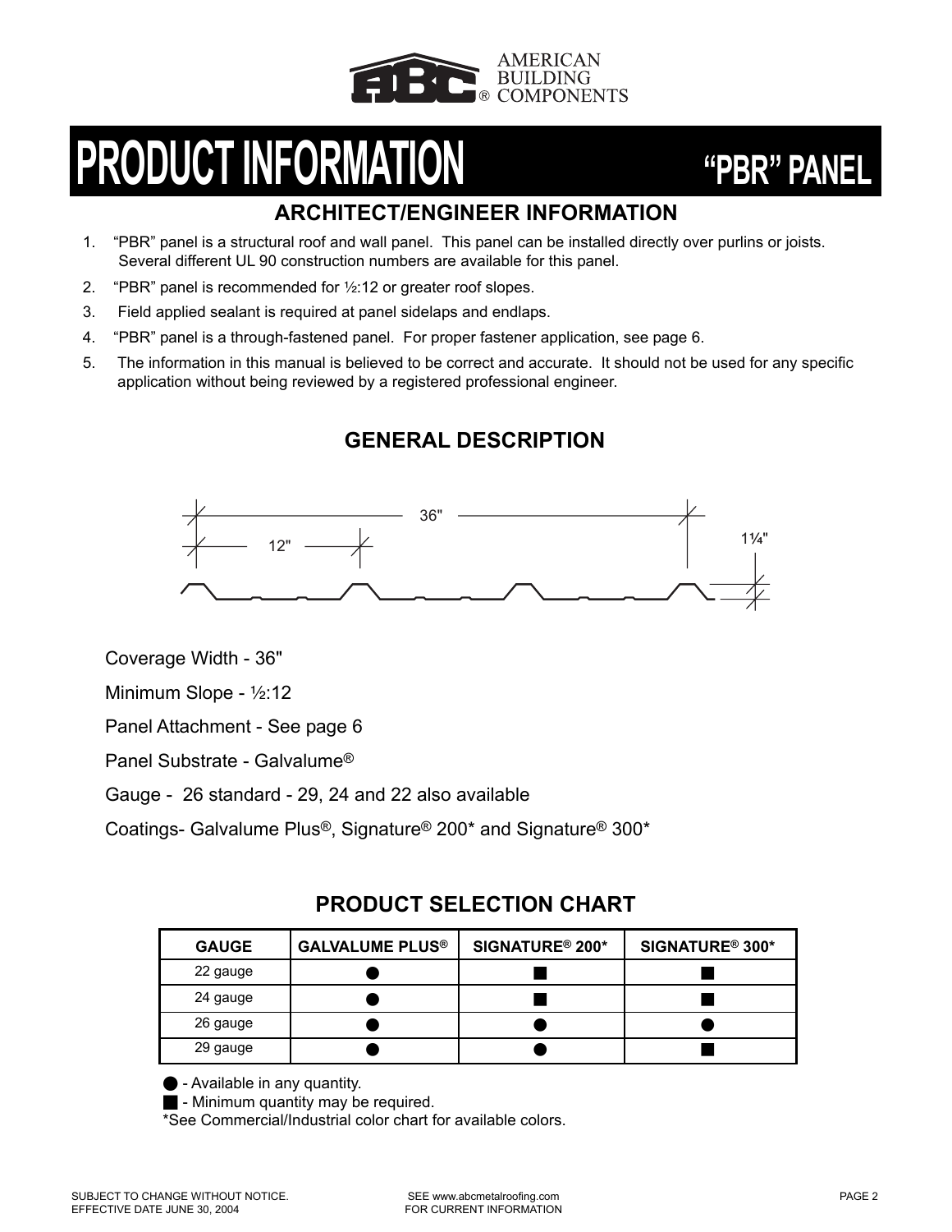AMERICAN BUILDING COMPONENTS

# PRODUCT INFORMATION — "PBR" PANEL

## ARCHITECT/ENGINEER INFORMATION

1. "PBR" panel is a structural roof and wall panel. This panel can be installed directly over purlins or joists. Several different UL 90 construction numbers are available for this panel.
2. "PBR" panel is recommended for ½:12 or greater roof slopes.
3. Field applied sealant is required at panel sidelaps and endlaps.
4. "PBR" panel is a through-fastened panel. For proper fastener application, see page 6.
5. The information in this manual is believed to be correct and accurate. It should not be used for any specific application without being reviewed by a registered professional engineer.

## GENERAL DESCRIPTION

36"

12"

1¼"

Coverage Width - 36"

Minimum Slope - ½:12

Panel Attachment - See page 6

Panel Substrate - Galvalume®

Gauge - 26 standard - 29, 24 and 22 also available

Coatings- Galvalume Plus®, Signature® 200* and Signature® 300*

## PRODUCT SELECTION CHART

| GAUGE | GALVALUME PLUS® | SIGNATURE® 200* | SIGNATURE® 300* |
|---|---|---|---|
| 22 gauge | ● | ■ | ■ |
| 24 gauge | ● | ■ | ■ |
| 26 gauge | ● | ● | ● |
| 29 gauge | ● | ● | ■ |

● - Available in any quantity.
■ - Minimum quantity may be required.
*See Commercial/Industrial color chart for available colors.

SUBJECT TO CHANGE WITHOUT NOTICE.
EFFECTIVE DATE JUNE 30, 2004

SEE www.abcmetalroofing.com
FOR CURRENT INFORMATION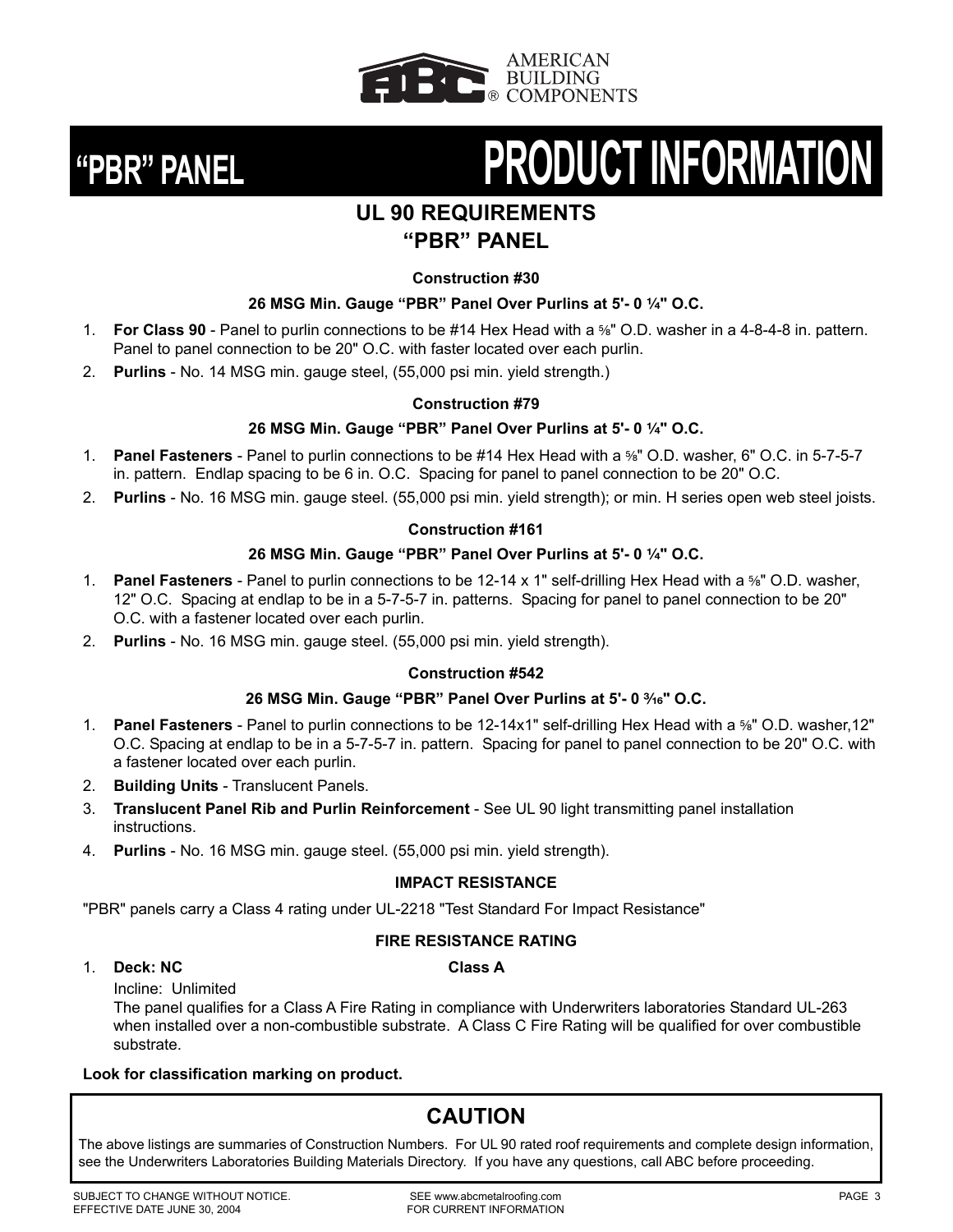AMERICAN BUILDING COMPONENTS

# "PBR" PANEL PRODUCT INFORMATION

## UL 90 REQUIREMENTS
## "PBR" PANEL

### Construction #30

**26 MSG Min. Gauge "PBR" Panel Over Purlins at 5'- 0 ¼" O.C.**

1. **For Class 90** - Panel to purlin connections to be #14 Hex Head with a ⅝" O.D. washer in a 4-8-4-8 in. pattern. Panel to panel connection to be 20" O.C. with faster located over each purlin.
2. **Purlins** - No. 14 MSG min. gauge steel, (55,000 psi min. yield strength.)

### Construction #79

**26 MSG Min. Gauge "PBR" Panel Over Purlins at 5'- 0 ¼" O.C.**

1. **Panel Fasteners** - Panel to purlin connections to be #14 Hex Head with a ⅝" O.D. washer, 6" O.C. in 5-7-5-7 in. pattern. Endlap spacing to be 6 in. O.C. Spacing for panel to panel connection to be 20" O.C.
2. **Purlins** - No. 16 MSG min. gauge steel. (55,000 psi min. yield strength); or min. H series open web steel joists.

### Construction #161

**26 MSG Min. Gauge "PBR" Panel Over Purlins at 5'- 0 ¼" O.C.**

1. **Panel Fasteners** - Panel to purlin connections to be 12-14 x 1" self-drilling Hex Head with a ⅝" O.D. washer, 12" O.C. Spacing at endlap to be in a 5-7-5-7 in. patterns. Spacing for panel to panel connection to be 20" O.C. with a fastener located over each purlin.
2. **Purlins** - No. 16 MSG min. gauge steel. (55,000 psi min. yield strength).

### Construction #542

**26 MSG Min. Gauge "PBR" Panel Over Purlins at 5'- 0 3⁄16" O.C.**

1. **Panel Fasteners** - Panel to purlin connections to be 12-14x1" self-drilling Hex Head with a ⅝" O.D. washer,12" O.C. Spacing at endlap to be in a 5-7-5-7 in. pattern. Spacing for panel to panel connection to be 20" O.C. with a fastener located over each purlin.
2. **Building Units** - Translucent Panels.
3. **Translucent Panel Rib and Purlin Reinforcement** - See UL 90 light transmitting panel installation instructions.
4. **Purlins** - No. 16 MSG min. gauge steel. (55,000 psi min. yield strength).

### IMPACT RESISTANCE

"PBR" panels carry a Class 4 rating under UL-2218 "Test Standard For Impact Resistance"

### FIRE RESISTANCE RATING

1. **Deck: NC** **Class A**

   Incline: Unlimited

   The panel qualifies for a Class A Fire Rating in compliance with Underwriters laboratories Standard UL-263 when installed over a non-combustible substrate. A Class C Fire Rating will be qualified for over combustible substrate.

**Look for classification marking on product.**

## CAUTION

The above listings are summaries of Construction Numbers. For UL 90 rated roof requirements and complete design information, see the Underwriters Laboratories Building Materials Directory. If you have any questions, call ABC before proceeding.

SUBJECT TO CHANGE WITHOUT NOTICE.
EFFECTIVE DATE JUNE 30, 2004

SEE www.abcmetalroofing.com
FOR CURRENT INFORMATION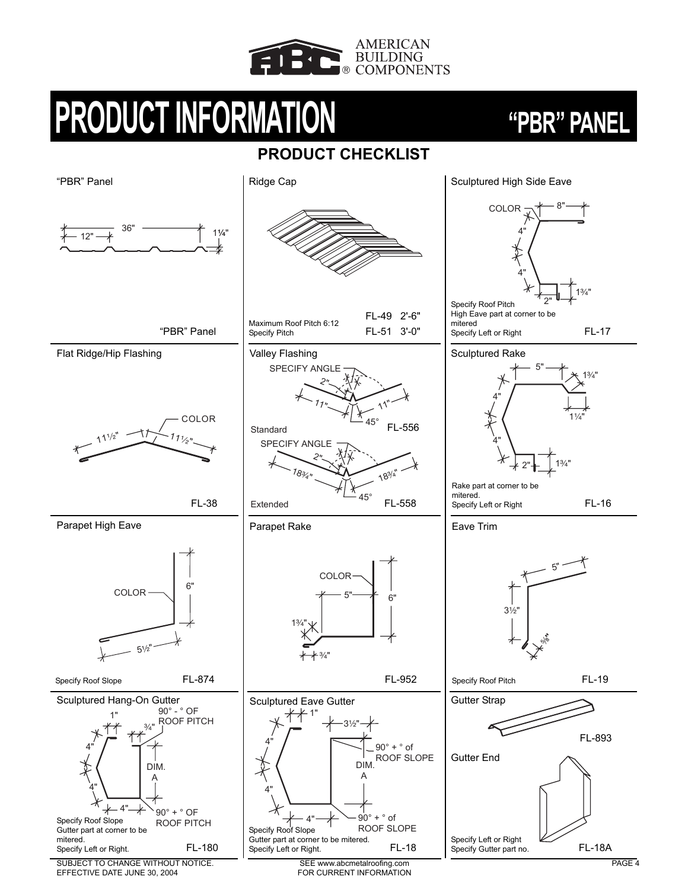# PRODUCT INFORMATION "PBR" PANEL

## PRODUCT CHECKLIST

### "PBR" Panel

36" 12" 1¼"

"PBR" Panel

### Ridge Cap

Maximum Roof Pitch 6:12
Specify Pitch

FL-49 2'-6"
FL-51 3'-0"

### Sculptured High Side Eave

COLOR 8" 4" 4" 2" 1¾"

Specify Roof Pitch
High Eave part at corner to be mitered
Specify Left or Right

FL-17

### Flat Ridge/Hip Flashing

COLOR 11½" 11½"

FL-38

### Valley Flashing

SPECIFY ANGLE 2" 11" 11" 45°

Standard FL-556

SPECIFY ANGLE 2" 18¾" 18¾" 45°

Extended FL-558

### Sculptured Rake

5" 1¾" 4" 1¼" 4" 2" 1¾"

Rake part at corner to be mitered.
Specify Left or Right

FL-16

### Parapet High Eave

COLOR 6" 5½"

Specify Roof Slope

FL-874

### Parapet Rake

COLOR 5" 6" 1¾" ¾"

FL-952

### Eave Trim

5" 3½" ⅝"

Specify Roof Pitch

FL-19

### Sculptured Hang-On Gutter

1" ¾" 90° - ° OF ROOF PITCH 4" 4" DIM. A 4" 90° + ° OF ROOF PITCH

Specify Roof Slope
Gutter part at corner to be mitered.
Specify Left or Right.

FL-180

### Sculptured Eave Gutter

1" 3½" 4" 4" 90° + ° of ROOF SLOPE DIM. A 4" 90° + ° of ROOF SLOPE

Specify Roof Slope
Gutter part at corner to be mitered.
Specify Left or Right.

FL-18

### Gutter Strap

FL-893

### Gutter End

Specify Left or Right
Specify Gutter part no.

FL-18A

SUBJECT TO CHANGE WITHOUT NOTICE.
EFFECTIVE DATE JUNE 30, 2004

SEE www.abcmetalroofing.com
FOR CURRENT INFORMATION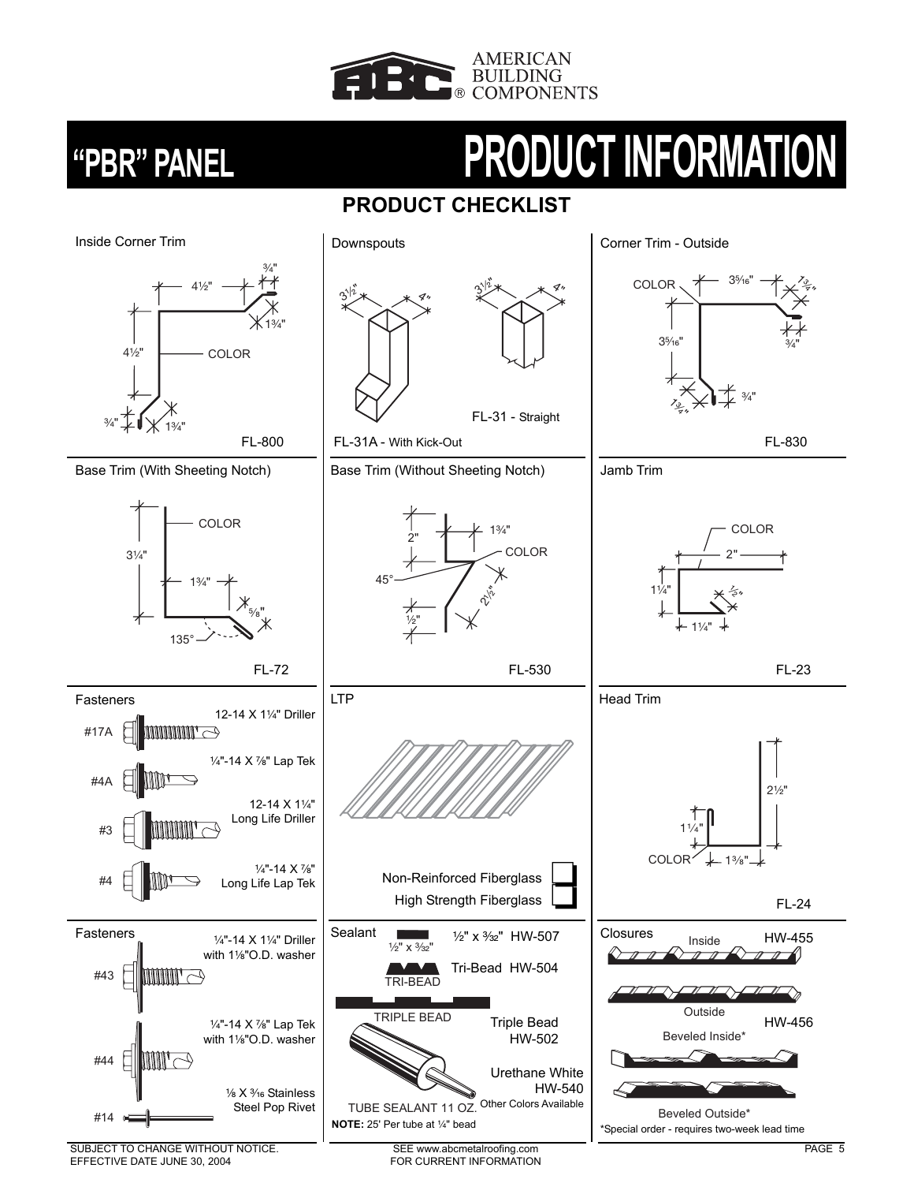AMERICAN BUILDING COMPONENTS

# "PBR" PANEL PRODUCT INFORMATION

## PRODUCT CHECKLIST

### Inside Corner Trim

4½" 4½" ¾" 1¾" COLOR ¾" 1¾"

FL-800

### Downspouts

3½" 4" 3½" 4"

FL-31A - With Kick-Out

FL-31 - Straight

### Corner Trim - Outside

COLOR 3⁵⁄₁₆" 1¾" 3⁵⁄₁₆" ¾" 1¾" ¾"

FL-830

### Base Trim (With Sheeting Notch)

COLOR 3¼" 1¾" ⅝" 135°

FL-72

### Base Trim (Without Sheeting Notch)

2" 1¾" COLOR 45° 2½" ½"

FL-530

### Jamb Trim

COLOR 2" 1¼" ½" 1¼"

FL-23

### Fasteners

- #17A — 12-14 X 1¼" Driller
- #4A — ¼"-14 X ⅞" Lap Tek
- #3 — 12-14 X 1¼" Long Life Driller
- #4 — ¼"-14 X ⅞" Long Life Lap Tek

### LTP

- Non-Reinforced Fiberglass
- High Strength Fiberglass

### Head Trim

2½" 1¼" COLOR 1⅜"

FL-24

### Fasteners

- #43 — ¼"-14 X 1¼" Driller with 1⅛"O.D. washer
- #44 — ¼"-14 X ⅞" Lap Tek with 1⅛"O.D. washer
- #14 — ⅛ X ³⁄₁₆ Stainless Steel Pop Rivet

### Sealant

- ½" x ³⁄₃₂" HW-507
- Tri-Bead HW-504
- Triple Bead HW-502
- Urethane White HW-540 — Other Colors Available

TUBE SEALANT 11 OZ.

**NOTE:** 25' Per tube at ¼" bead

### Closures

- Inside HW-455
- Outside HW-456
- Beveled Inside*
- Beveled Outside*

*Special order - requires two-week lead time

SUBJECT TO CHANGE WITHOUT NOTICE.
EFFECTIVE DATE JUNE 30, 2004

SEE www.abcmetalroofing.com FOR CURRENT INFORMATION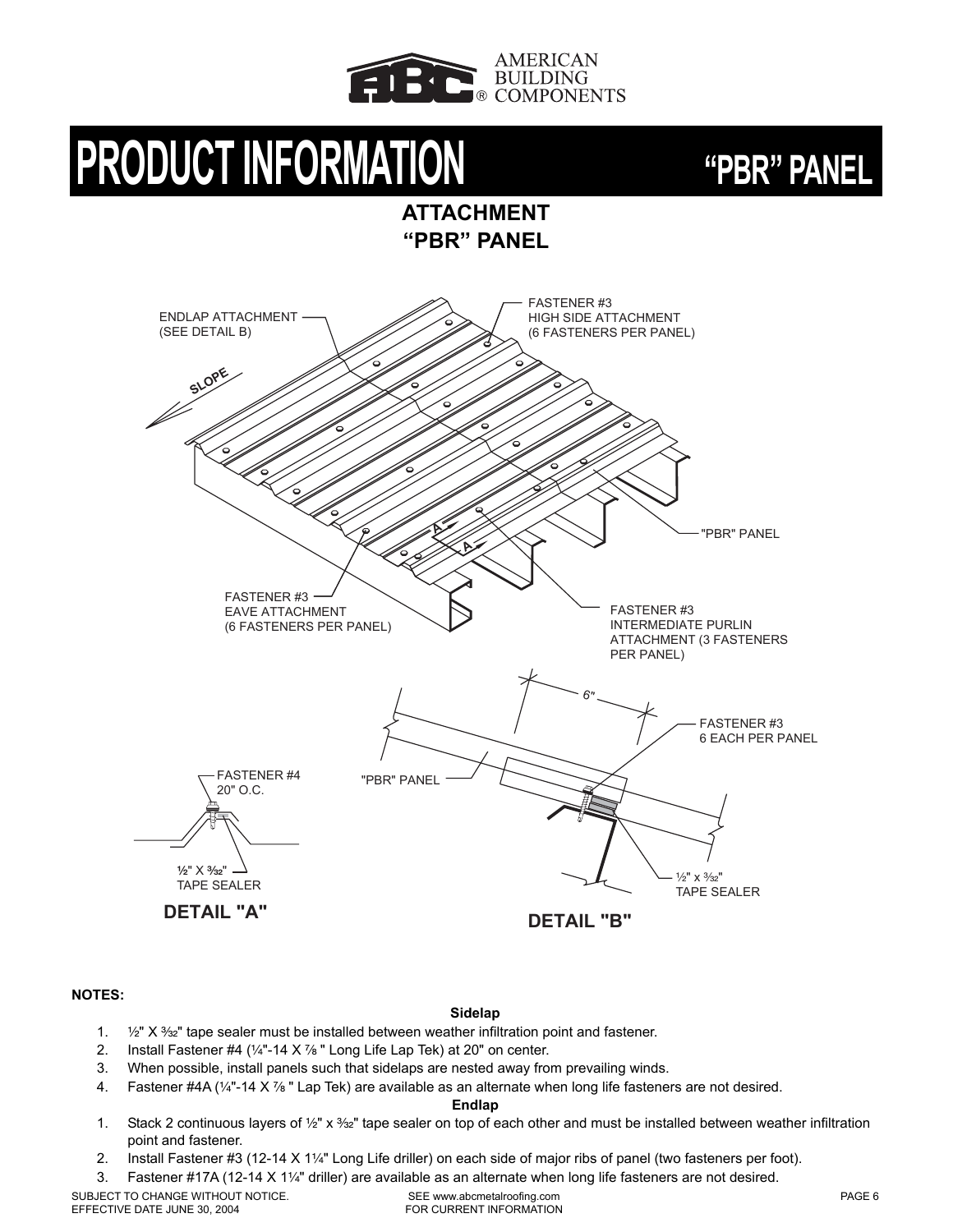# PRODUCT INFORMATION "PBR" PANEL

## ATTACHMENT "PBR" PANEL

ENDLAP ATTACHMENT (SEE DETAIL B)

FASTENER #3 HIGH SIDE ATTACHMENT (6 FASTENERS PER PANEL)

SLOPE

"PBR" PANEL

FASTENER #3 EAVE ATTACHMENT (6 FASTENERS PER PANEL)

FASTENER #3 INTERMEDIATE PURLIN ATTACHMENT (3 FASTENERS PER PANEL)

FASTENER #4 20" O.C.

½" X 3⁄32" TAPE SEALER

**DETAIL "A"**

6"

FASTENER #3 6 EACH PER PANEL

"PBR" PANEL

½" x 3⁄32" TAPE SEALER

**DETAIL "B"**

**NOTES:**

**Sidelap**

1. ½" X 3⁄32" tape sealer must be installed between weather infiltration point and fastener.
2. Install Fastener #4 (¼"-14 X ⅞ " Long Life Lap Tek) at 20" on center.
3. When possible, install panels such that sidelaps are nested away from prevailing winds.
4. Fastener #4A (¼"-14 X ⅞ " Lap Tek) are available as an alternate when long life fasteners are not desired.

**Endlap**

1. Stack 2 continuous layers of ½" x 3⁄32" tape sealer on top of each other and must be installed between weather infiltration point and fastener.
2. Install Fastener #3 (12-14 X 1¼" Long Life driller) on each side of major ribs of panel (two fasteners per foot).
3. Fastener #17A (12-14 X 1¼" driller) are available as an alternate when long life fasteners are not desired.

SUBJECT TO CHANGE WITHOUT NOTICE.
EFFECTIVE DATE JUNE 30, 2004

SEE www.abcmetalroofing.com FOR CURRENT INFORMATION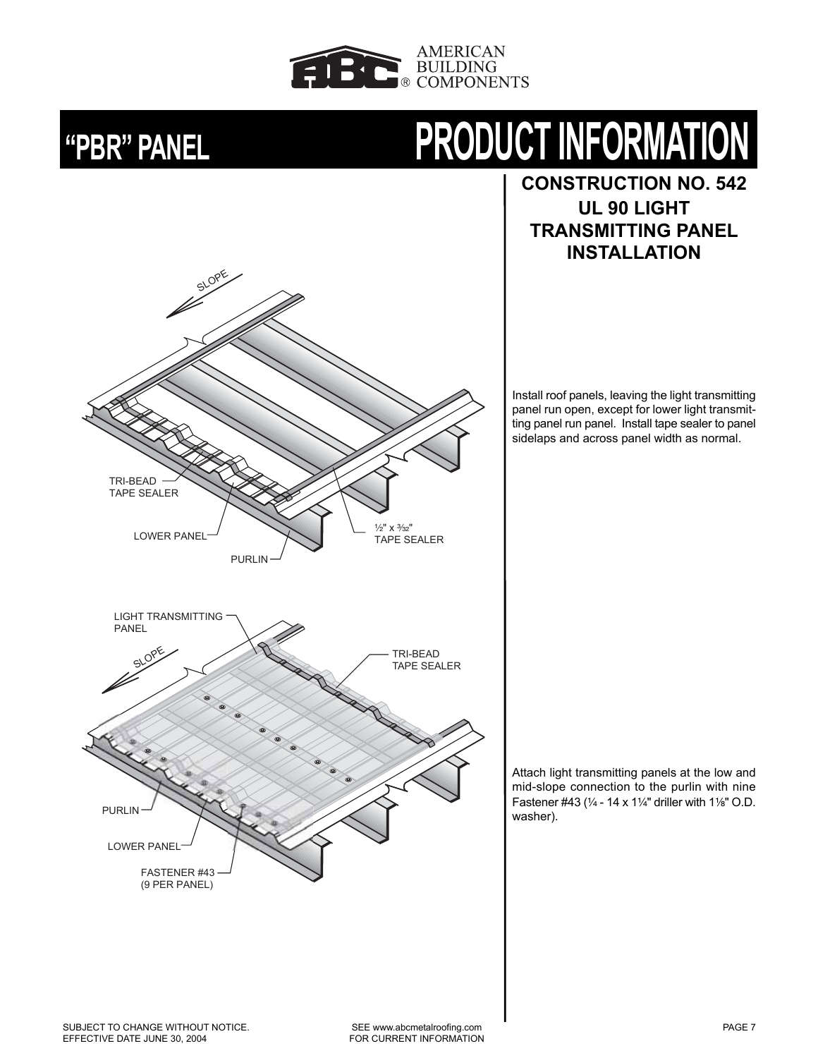# "PBR" PANEL PRODUCT INFORMATION

## CONSTRUCTION NO. 542
## UL 90 LIGHT TRANSMITTING PANEL INSTALLATION

SLOPE

TRI-BEAD TAPE SEALER

LOWER PANEL

PURLIN

½" x 3⁄32" TAPE SEALER

Install roof panels, leaving the light transmitting panel run open, except for lower light transmitting panel run panel. Install tape sealer to panel sidelaps and across panel width as normal.

LIGHT TRANSMITTING PANEL

SLOPE

TRI-BEAD TAPE SEALER

PURLIN

LOWER PANEL

FASTENER #43 (9 PER PANEL)

Attach light transmitting panels at the low and mid-slope connection to the purlin with nine Fastener #43 (¼ - 14 x 1¼" driller with 1⅛" O.D. washer).

SUBJECT TO CHANGE WITHOUT NOTICE.
EFFECTIVE DATE JUNE 30, 2004

SEE www.abcmetalroofing.com FOR CURRENT INFORMATION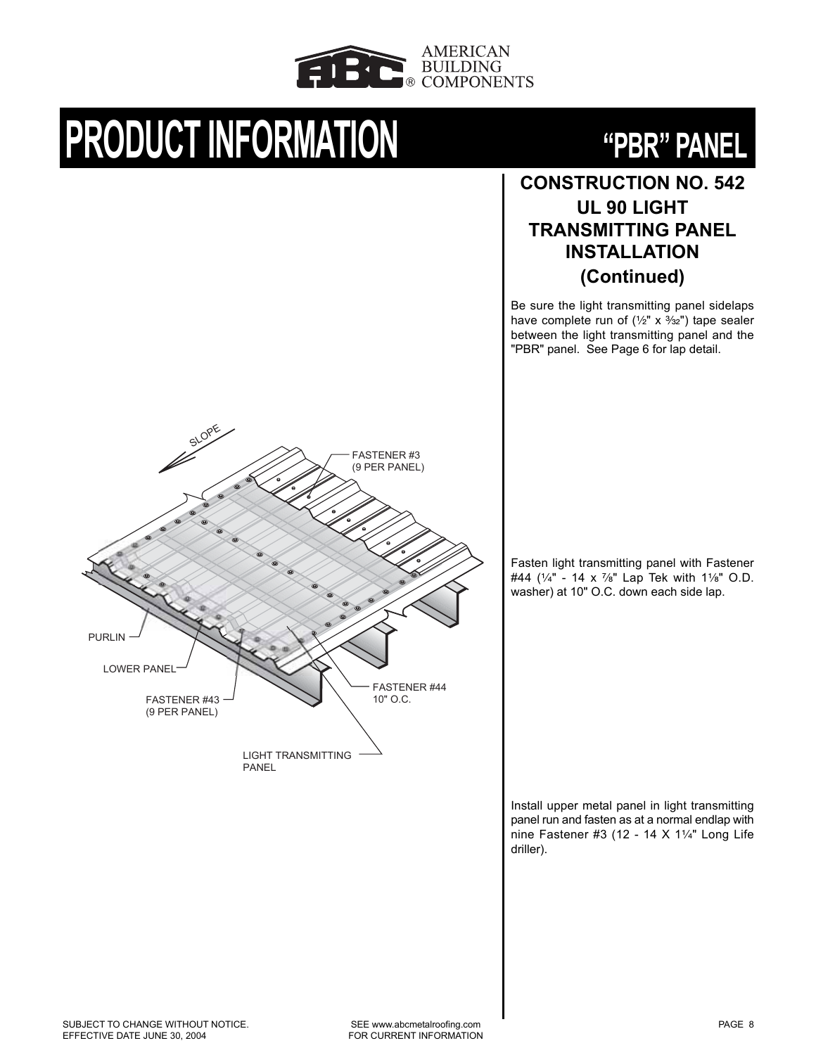# PRODUCT INFORMATION

# "PBR" PANEL

## CONSTRUCTION NO. 542
## UL 90 LIGHT TRANSMITTING PANEL INSTALLATION
## (Continued)

Be sure the light transmitting panel sidelaps have complete run of (½" x 3⁄32") tape sealer between the light transmitting panel and the "PBR" panel. See Page 6 for lap detail.

SLOPE

FASTENER #3 (9 PER PANEL)

PURLIN

LOWER PANEL

FASTENER #43 (9 PER PANEL)

FASTENER #44 10" O.C.

LIGHT TRANSMITTING PANEL

Fasten light transmitting panel with Fastener #44 (¼" - 14 x ⅞" Lap Tek with 1⅛" O.D. washer) at 10" O.C. down each side lap.

Install upper metal panel in light transmitting panel run and fasten as at a normal endlap with nine Fastener #3 (12 - 14 X 1¼" Long Life driller).

SUBJECT TO CHANGE WITHOUT NOTICE.
EFFECTIVE DATE JUNE 30, 2004

SEE www.abcmetalroofing.com FOR CURRENT INFORMATION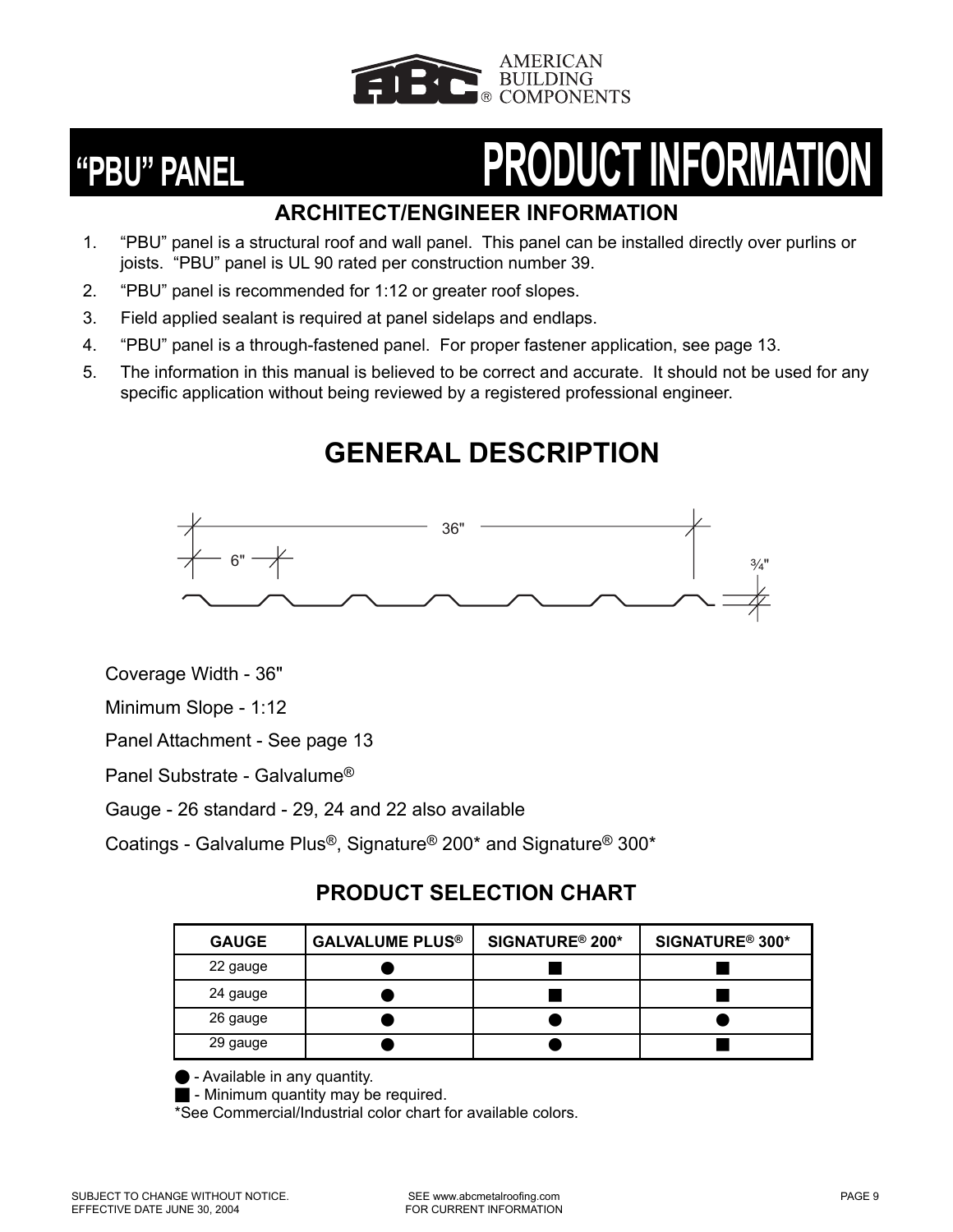# "PBU" PANEL PRODUCT INFORMATION

## ARCHITECT/ENGINEER INFORMATION

1. "PBU" panel is a structural roof and wall panel. This panel can be installed directly over purlins or joists. "PBU" panel is UL 90 rated per construction number 39.
2. "PBU" panel is recommended for 1:12 or greater roof slopes.
3. Field applied sealant is required at panel sidelaps and endlaps.
4. "PBU" panel is a through-fastened panel. For proper fastener application, see page 13.
5. The information in this manual is believed to be correct and accurate. It should not be used for any specific application without being reviewed by a registered professional engineer.

## GENERAL DESCRIPTION

36"

6"

¾"

Coverage Width - 36"

Minimum Slope - 1:12

Panel Attachment - See page 13

Panel Substrate - Galvalume®

Gauge - 26 standard - 29, 24 and 22 also available

Coatings - Galvalume Plus®, Signature® 200* and Signature® 300*

### PRODUCT SELECTION CHART

| GAUGE | GALVALUME PLUS® | SIGNATURE® 200* | SIGNATURE® 300* |
|---|---|---|---|
| 22 gauge | ● | ■ | ■ |
| 24 gauge | ● | ■ | ■ |
| 26 gauge | ● | ● | ● |
| 29 gauge | ● | ● | ■ |

● - Available in any quantity.
■ - Minimum quantity may be required.
*See Commercial/Industrial color chart for available colors.

SUBJECT TO CHANGE WITHOUT NOTICE.
EFFECTIVE DATE JUNE 30, 2004

SEE www.abcmetalroofing.com
FOR CURRENT INFORMATION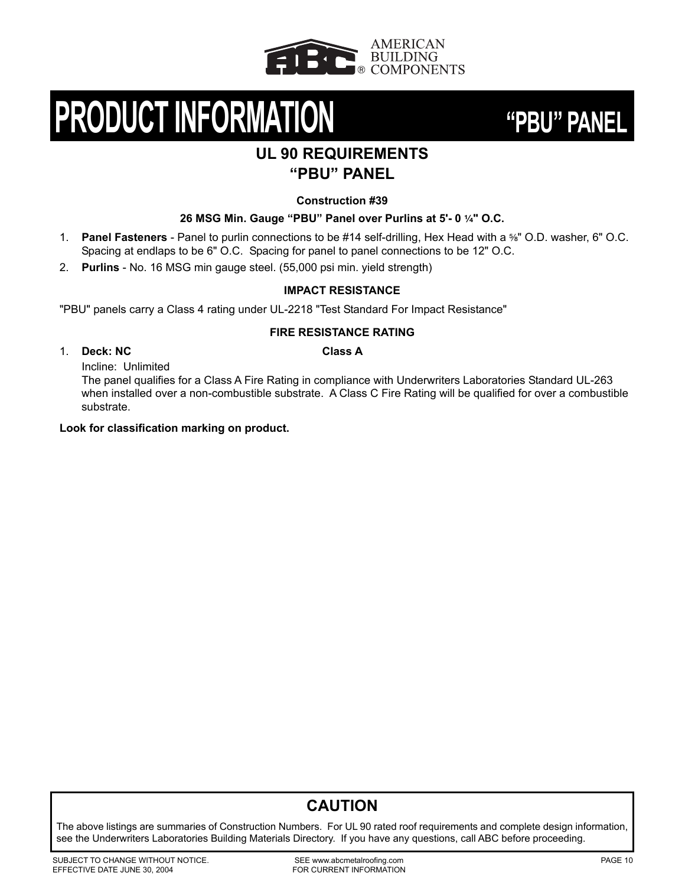AMERICAN BUILDING COMPONENTS

# PRODUCT INFORMATION "PBU" PANEL

## UL 90 REQUIREMENTS
## "PBU" PANEL

**Construction #39**

**26 MSG Min. Gauge "PBU" Panel over Purlins at 5'- 0 ¼" O.C.**

1. **Panel Fasteners** - Panel to purlin connections to be #14 self-drilling, Hex Head with a ⅝" O.D. washer, 6" O.C. Spacing at endlaps to be 6" O.C. Spacing for panel to panel connections to be 12" O.C.
2. **Purlins** - No. 16 MSG min gauge steel. (55,000 psi min. yield strength)

**IMPACT RESISTANCE**

"PBU" panels carry a Class 4 rating under UL-2218 "Test Standard For Impact Resistance"

**FIRE RESISTANCE RATING**

1. **Deck: NC** **Class A**
   Incline: Unlimited
   The panel qualifies for a Class A Fire Rating in compliance with Underwriters Laboratories Standard UL-263 when installed over a non-combustible substrate. A Class C Fire Rating will be qualified for over a combustible substrate.

**Look for classification marking on product.**

## CAUTION

The above listings are summaries of Construction Numbers. For UL 90 rated roof requirements and complete design information, see the Underwriters Laboratories Building Materials Directory. If you have any questions, call ABC before proceeding.

SUBJECT TO CHANGE WITHOUT NOTICE.
EFFECTIVE DATE JUNE 30, 2004

SEE www.abcmetalroofing.com
FOR CURRENT INFORMATION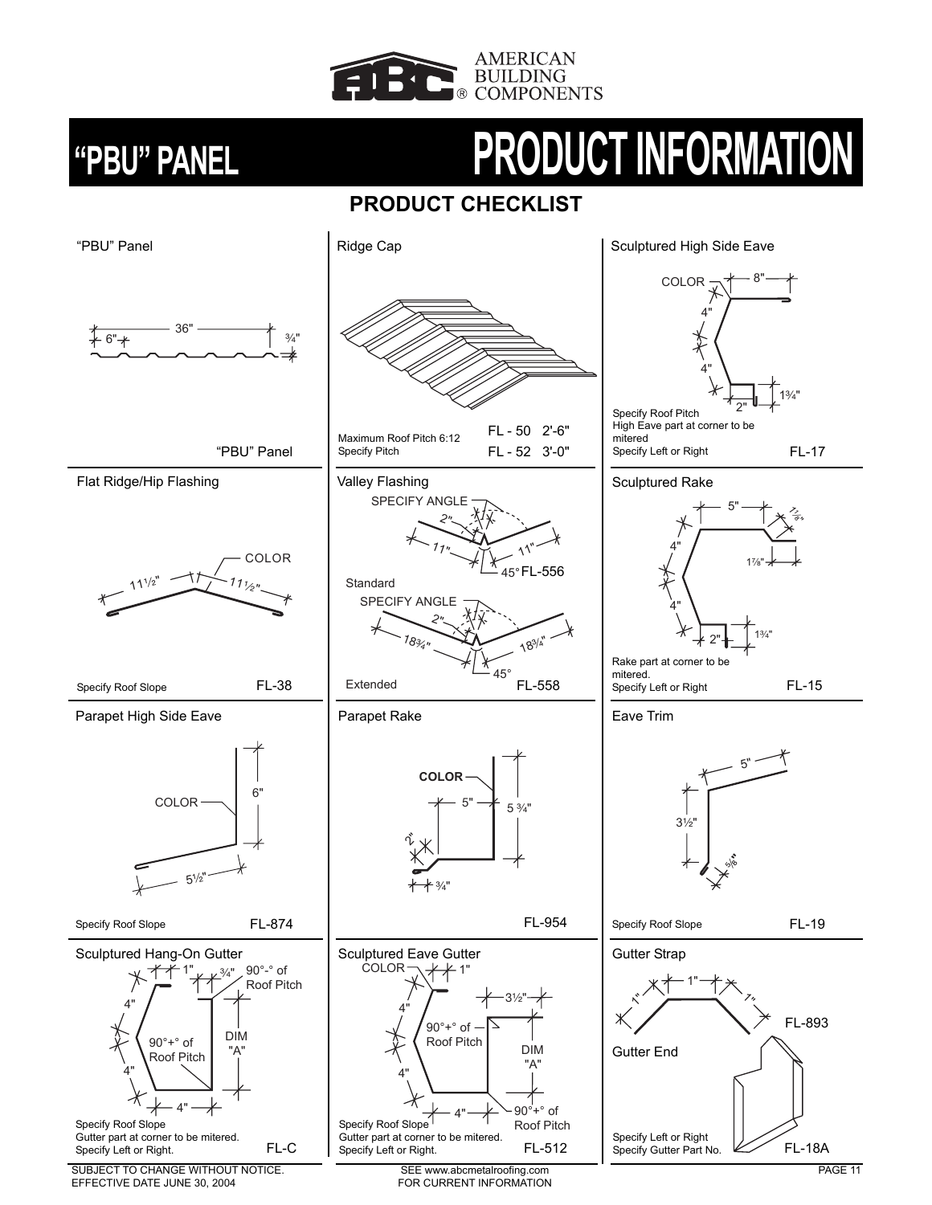AMERICAN BUILDING COMPONENTS

# "PBU" PANEL PRODUCT INFORMATION

## PRODUCT CHECKLIST

### "PBU" Panel

36" | 6" | ¾"

"PBU" Panel

### Ridge Cap

Maximum Roof Pitch 6:12
Specify Pitch

FL - 50 2'-6"
FL - 52 3'-0"

### Sculptured High Side Eave

COLOR | 8" | 4" | 4" | 2" | 1¾"

Specify Roof Pitch
High Eave part at corner to be mitered
Specify Left or Right

FL-17

### Flat Ridge/Hip Flashing

COLOR | 11½" | 11½"

Specify Roof Slope

FL-38

### Valley Flashing

SPECIFY ANGLE | 2" | 11" | 11" | 45°

FL-556

Standard

SPECIFY ANGLE | 2" | 18¾" | 18¾" | 45°

Extended

FL-558

### Sculptured Rake

5" | 1⅞" | 1⅞" | 4" | 4" | 2" | 1¾"

Rake part at corner to be mitered.
Specify Left or Right

FL-15

### Parapet High Side Eave

COLOR | 6" | 5½"

Specify Roof Slope

FL-874

### Parapet Rake

COLOR | 5" | 5 ¾" | 2" | ¾"

FL-954

### Eave Trim

5" | 3½" | ⅝"

Specify Roof Slope

FL-19

### Sculptured Hang-On Gutter

1" | ¾" | 90°-° of Roof Pitch | 4" | 4" | 90°+° of Roof Pitch | DIM "A" | 4"

Specify Roof Slope
Gutter part at corner to be mitered.
Specify Left or Right.

FL-C

### Sculptured Eave Gutter

COLOR | 1" | 3½" | 4" | 90°+° of Roof Pitch | 4" | DIM "A" | 4" | 90°+° of Roof Pitch

Specify Roof Slope
Gutter part at corner to be mitered.
Specify Left or Right.

FL-512

### Gutter Strap

1" | 1" | 1"

FL-893

### Gutter End

Specify Left or Right
Specify Gutter Part No.

FL-18A

SUBJECT TO CHANGE WITHOUT NOTICE.
EFFECTIVE DATE JUNE 30, 2004

SEE www.abcmetalroofing.com
FOR CURRENT INFORMATION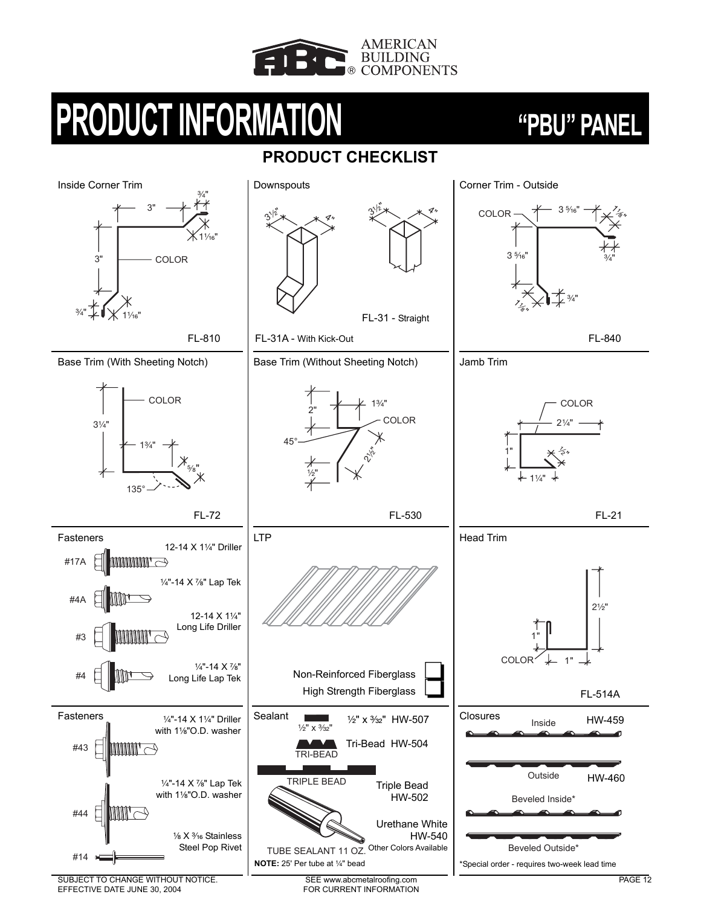# PRODUCT INFORMATION — "PBU" PANEL

## PRODUCT CHECKLIST

### Inside Corner Trim

3" ¾" 1¹⁄₁₆" 3" COLOR ¾" 1¹⁄₁₆"

FL-810

### Downspouts

3½" 4" 3½" 4"

FL-31A - With Kick-Out

FL-31 - Straight

### Corner Trim - Outside

COLOR 3 ⁵⁄₁₆" 1⅛" ¾" 3 ⁵⁄₁₆" 1⅛" ¾"

FL-840

### Base Trim (With Sheeting Notch)

COLOR 3¼" 1¾" ⅝" 135°

FL-72

### Base Trim (Without Sheeting Notch)

2" 1¾" COLOR 45° 2½" ½"

FL-530

### Jamb Trim

COLOR 2¼" 1" ½" 1¼"

FL-21

### Fasteners

- #17A — 12-14 X 1¼" Driller
- #4A — ¼"-14 X ⅞" Lap Tek
- #3 — 12-14 X 1¼" Long Life Driller
- #4 — ¼"-14 X ⅞" Long Life Lap Tek

### LTP

- Non-Reinforced Fiberglass
- High Strength Fiberglass

### Head Trim

2½" 1" COLOR 1"

FL-514A

### Fasteners

- #43 — ¼"-14 X 1¼" Driller with 1⅛"O.D. washer
- #44 — ¼"-14 X ⅞" Lap Tek with 1⅛"O.D. washer
- #14 — ⅛ X ³⁄₁₆ Stainless Steel Pop Rivet

### Sealant

- ½" x ³⁄₃₂" HW-507
- Tri-Bead HW-504 (TRI-BEAD)
- Triple Bead HW-502 (TRIPLE BEAD)
- Urethane White HW-540 — Other Colors Available (TUBE SEALANT 11 OZ.)

**NOTE:** 25' Per tube at ¼" bead

### Closures

- Inside HW-459
- Outside HW-460
- Beveled Inside*
- Beveled Outside*

*Special order - requires two-week lead time

SUBJECT TO CHANGE WITHOUT NOTICE.
EFFECTIVE DATE JUNE 30, 2004

SEE www.abcmetalroofing.com FOR CURRENT INFORMATION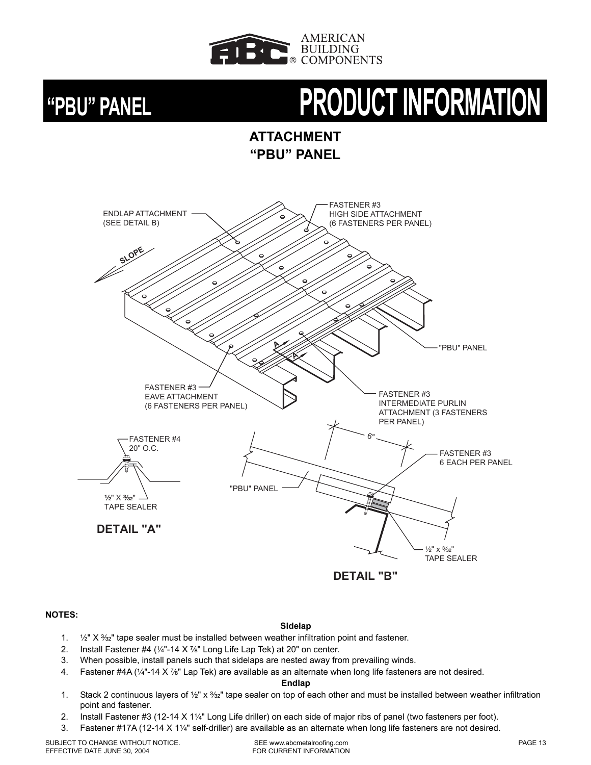# "PBU" PANEL PRODUCT INFORMATION

## ATTACHMENT "PBU" PANEL

ENDLAP ATTACHMENT (SEE DETAIL B)

FASTENER #3 HIGH SIDE ATTACHMENT (6 FASTENERS PER PANEL)

SLOPE

"PBU" PANEL

FASTENER #3 EAVE ATTACHMENT (6 FASTENERS PER PANEL)

FASTENER #3 INTERMEDIATE PURLIN ATTACHMENT (3 FASTENERS PER PANEL)

FASTENER #4 20" O.C.

½" X 3⁄32" TAPE SEALER

**DETAIL "A"**

6"

FASTENER #3 6 EACH PER PANEL

"PBU" PANEL

½" x 3⁄32" TAPE SEALER

**DETAIL "B"**

**NOTES:**

**Sidelap**

1. ½" X 3⁄32" tape sealer must be installed between weather infiltration point and fastener.
2. Install Fastener #4 (¼"-14 X ⅞" Long Life Lap Tek) at 20" on center.
3. When possible, install panels such that sidelaps are nested away from prevailing winds.
4. Fastener #4A (¼"-14 X ⅞" Lap Tek) are available as an alternate when long life fasteners are not desired.

**Endlap**

1. Stack 2 continuous layers of ½" x 3⁄32" tape sealer on top of each other and must be installed between weather infiltration point and fastener.
2. Install Fastener #3 (12-14 X 1¼" Long Life driller) on each side of major ribs of panel (two fasteners per foot).
3. Fastener #17A (12-14 X 1¼" self-driller) are available as an alternate when long life fasteners are not desired.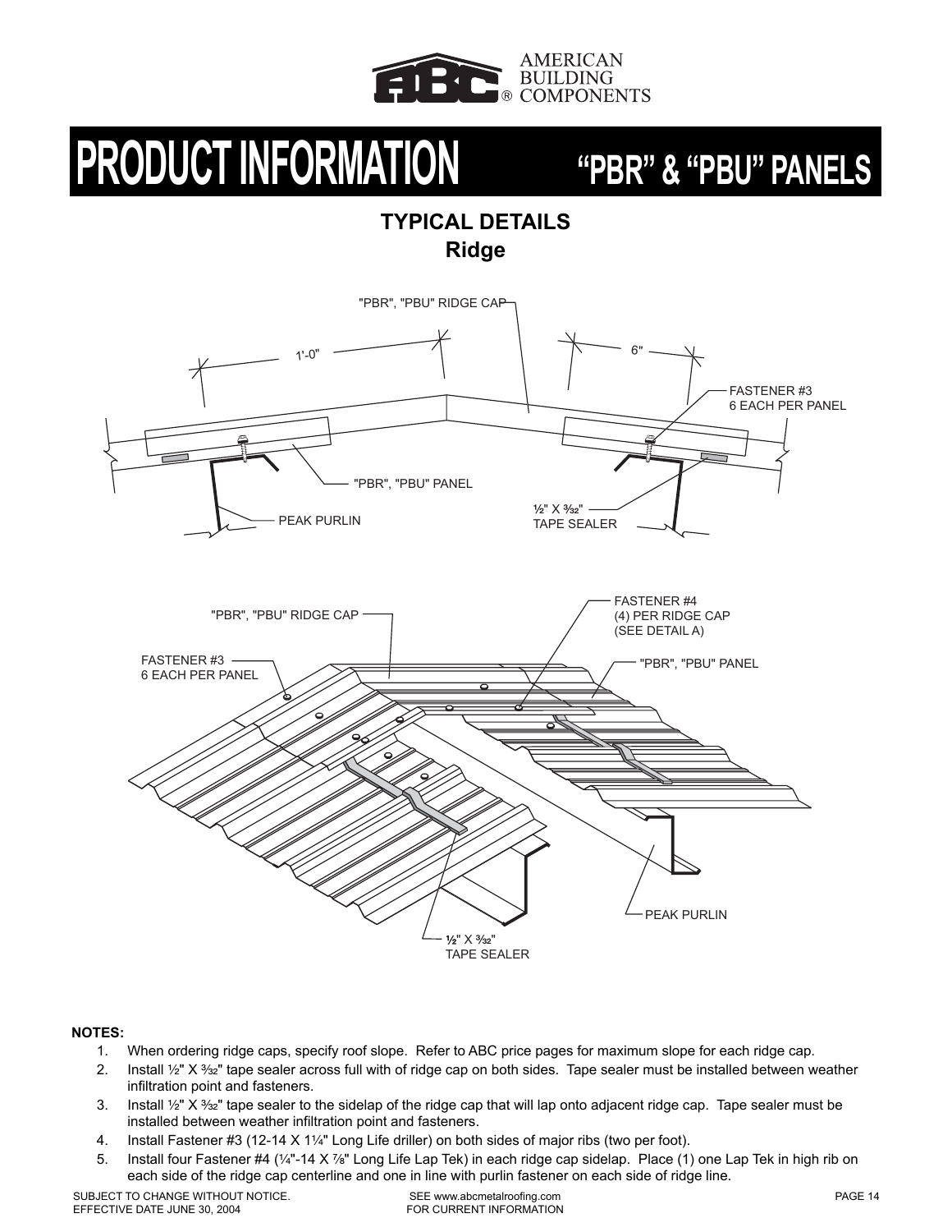# PRODUCT INFORMATION "PBR" & "PBU" PANELS

## TYPICAL DETAILS
### Ridge

"PBR", "PBU" RIDGE CAP

1'-0"

6"

FASTENER #3
6 EACH PER PANEL

"PBR", "PBU" PANEL

½" X ³⁄₃₂"
TAPE SEALER

PEAK PURLIN

FASTENER #4
(4) PER RIDGE CAP
(SEE DETAIL A)

"PBR", "PBU" RIDGE CAP

FASTENER #3
6 EACH PER PANEL

"PBR", "PBU" PANEL

PEAK PURLIN

½" X ³⁄₃₂"
TAPE SEALER

**NOTES:**

1. When ordering ridge caps, specify roof slope. Refer to ABC price pages for maximum slope for each ridge cap.
2. Install ½" X ³⁄₃₂" tape sealer across full with of ridge cap on both sides. Tape sealer must be installed between weather infiltration point and fasteners.
3. Install ½" X ³⁄₃₂" tape sealer to the sidelap of the ridge cap that will lap onto adjacent ridge cap. Tape sealer must be installed between weather infiltration point and fasteners.
4. Install Fastener #3 (12-14 X 1¼" Long Life driller) on both sides of major ribs (two per foot).
5. Install four Fastener #4 (¼"-14 X ⅞" Long Life Lap Tek) in each ridge cap sidelap. Place (1) one Lap Tek in high rib on each side of the ridge cap centerline and one in line with purlin fastener on each side of ridge line.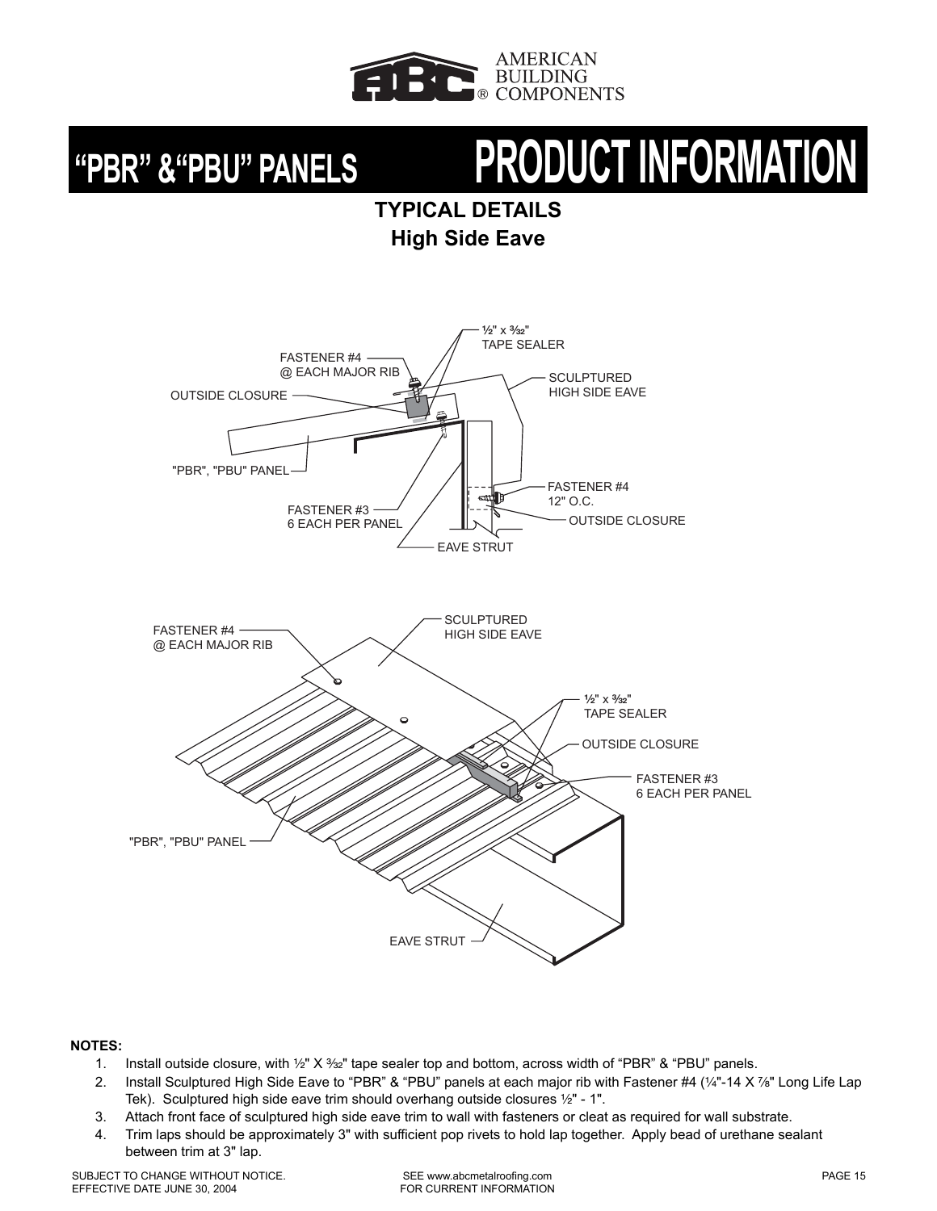AMERICAN BUILDING COMPONENTS

# "PBR" & "PBU" PANELS PRODUCT INFORMATION

## TYPICAL DETAILS
## High Side Eave

½" x 3/32" TAPE SEALER

FASTENER #4 @ EACH MAJOR RIB

SCULPTURED HIGH SIDE EAVE

OUTSIDE CLOSURE

"PBR", "PBU" PANEL

FASTENER #4 12" O.C.

FASTENER #3 6 EACH PER PANEL

OUTSIDE CLOSURE

EAVE STRUT

FASTENER #4 @ EACH MAJOR RIB

SCULPTURED HIGH SIDE EAVE

½" x 3/32" TAPE SEALER

OUTSIDE CLOSURE

FASTENER #3 6 EACH PER PANEL

"PBR", "PBU" PANEL

EAVE STRUT

**NOTES:**

1. Install outside closure, with ½" X 3/32" tape sealer top and bottom, across width of "PBR" & "PBU" panels.
2. Install Sculptured High Side Eave to "PBR" & "PBU" panels at each major rib with Fastener #4 (¼"-14 X 7/8" Long Life Lap Tek). Sculptured high side eave trim should overhang outside closures ½" - 1".
3. Attach front face of sculptured high side eave trim to wall with fasteners or cleat as required for wall substrate.
4. Trim laps should be approximately 3" with sufficient pop rivets to hold lap together. Apply bead of urethane sealant between trim at 3" lap.

SUBJECT TO CHANGE WITHOUT NOTICE.
EFFECTIVE DATE JUNE 30, 2004

SEE www.abcmetalroofing.com
FOR CURRENT INFORMATION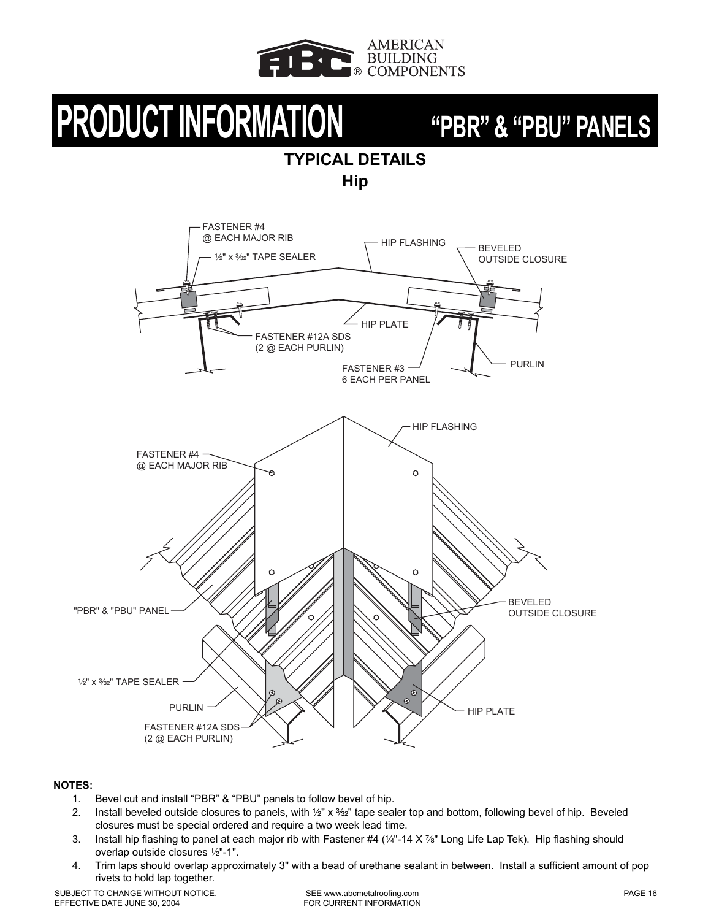# PRODUCT INFORMATION "PBR" & "PBU" PANELS

## TYPICAL DETAILS

### Hip

FASTENER #4 @ EACH MAJOR RIB

½" x 3/32" TAPE SEALER

HIP FLASHING

BEVELED OUTSIDE CLOSURE

HIP PLATE

FASTENER #12A SDS (2 @ EACH PURLIN)

FASTENER #3 6 EACH PER PANEL

PURLIN

HIP FLASHING

FASTENER #4 @ EACH MAJOR RIB

"PBR" & "PBU" PANEL

BEVELED OUTSIDE CLOSURE

½" x 3/32" TAPE SEALER

PURLIN

HIP PLATE

FASTENER #12A SDS (2 @ EACH PURLIN)

**NOTES:**

1. Bevel cut and install "PBR" & "PBU" panels to follow bevel of hip.
2. Install beveled outside closures to panels, with ½" x 3/32" tape sealer top and bottom, following bevel of hip. Beveled closures must be special ordered and require a two week lead time.
3. Install hip flashing to panel at each major rib with Fastener #4 (¼"-14 X ⅞" Long Life Lap Tek). Hip flashing should overlap outside closures ½"-1".
4. Trim laps should overlap approximately 3" with a bead of urethane sealant in between. Install a sufficient amount of pop rivets to hold lap together.

SUBJECT TO CHANGE WITHOUT NOTICE.
EFFECTIVE DATE JUNE 30, 2004

SEE www.abcmetalroofing.com
FOR CURRENT INFORMATION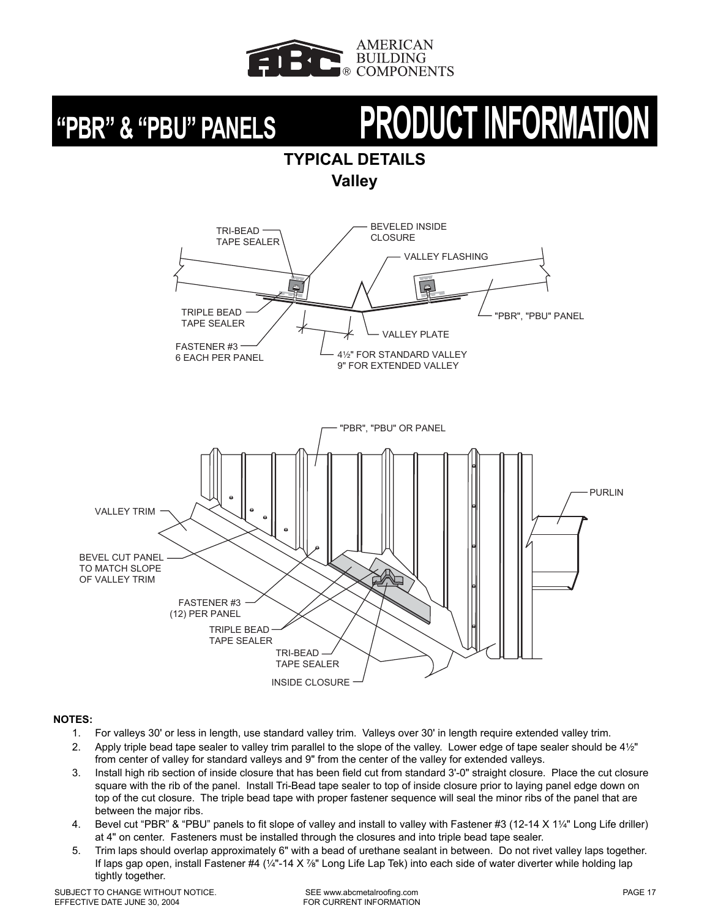# "PBR" & "PBU" PANELS PRODUCT INFORMATION

## TYPICAL DETAILS

### Valley

TRI-BEAD TAPE SEALER

BEVELED INSIDE CLOSURE

VALLEY FLASHING

TRIPLE BEAD TAPE SEALER

"PBR", "PBU" PANEL

VALLEY PLATE

FASTENER #3 6 EACH PER PANEL

4½" FOR STANDARD VALLEY 9" FOR EXTENDED VALLEY

"PBR", "PBU" OR PANEL

PURLIN

VALLEY TRIM

BEVEL CUT PANEL TO MATCH SLOPE OF VALLEY TRIM

FASTENER #3 (12) PER PANEL

TRIPLE BEAD TAPE SEALER

TRI-BEAD TAPE SEALER

INSIDE CLOSURE

**NOTES:**

1. For valleys 30' or less in length, use standard valley trim. Valleys over 30' in length require extended valley trim.
2. Apply triple bead tape sealer to valley trim parallel to the slope of the valley. Lower edge of tape sealer should be 4½" from center of valley for standard valleys and 9" from the center of the valley for extended valleys.
3. Install high rib section of inside closure that has been field cut from standard 3'-0" straight closure. Place the cut closure square with the rib of the panel. Install Tri-Bead tape sealer to top of inside closure prior to laying panel edge down on top of the cut closure. The triple bead tape with proper fastener sequence will seal the minor ribs of the panel that are between the major ribs.
4. Bevel cut "PBR" & "PBU" panels to fit slope of valley and install to valley with Fastener #3 (12-14 X 1¼" Long Life driller) at 4" on center. Fasteners must be installed through the closures and into triple bead tape sealer.
5. Trim laps should overlap approximately 6" with a bead of urethane sealant in between. Do not rivet valley laps together. If laps gap open, install Fastener #4 (¼"-14 X ⅞" Long Life Lap Tek) into each side of water diverter while holding lap tightly together.

SUBJECT TO CHANGE WITHOUT NOTICE.
EFFECTIVE DATE JUNE 30, 2004

SEE www.abcmetalroofing.com FOR CURRENT INFORMATION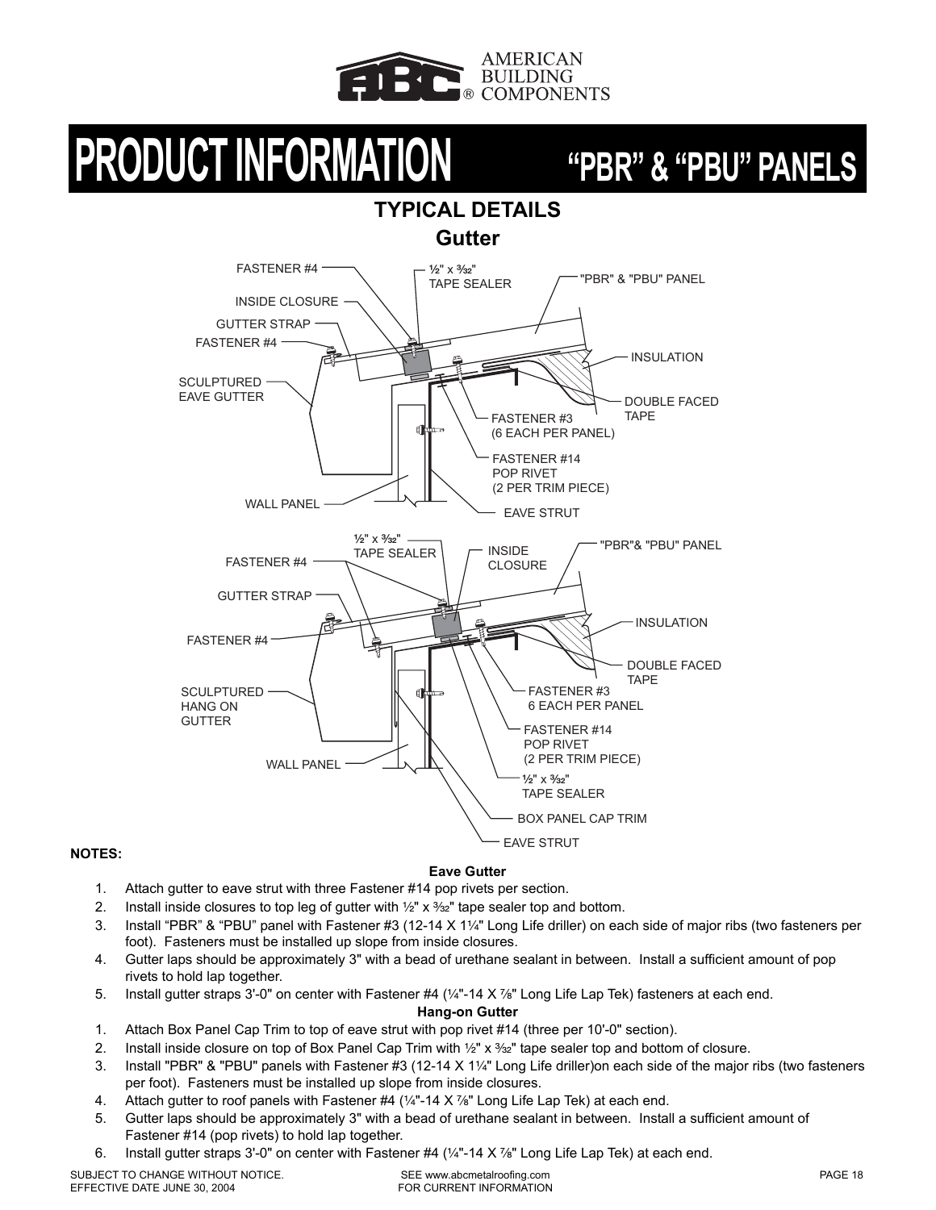AMERICAN BUILDING COMPONENTS

# PRODUCT INFORMATION "PBR" & "PBU" PANELS

## TYPICAL DETAILS

### Gutter

FASTENER #4
½" x 3⁄32" TAPE SEALER
"PBR" & "PBU" PANEL
INSIDE CLOSURE
GUTTER STRAP
FASTENER #4
INSULATION
SCULPTURED EAVE GUTTER
DOUBLE FACED TAPE
FASTENER #3 (6 EACH PER PANEL)
FASTENER #14 POP RIVET (2 PER TRIM PIECE)
WALL PANEL
EAVE STRUT

½" x 3⁄32" TAPE SEALER
INSIDE CLOSURE
"PBR"& "PBU" PANEL
FASTENER #4
GUTTER STRAP
INSULATION
FASTENER #4
DOUBLE FACED TAPE
SCULPTURED HANG ON GUTTER
FASTENER #3 6 EACH PER PANEL
FASTENER #14 POP RIVET (2 PER TRIM PIECE)
WALL PANEL
½" x 3⁄32" TAPE SEALER
BOX PANEL CAP TRIM
EAVE STRUT

**NOTES:**

**Eave Gutter**

1. Attach gutter to eave strut with three Fastener #14 pop rivets per section.
2. Install inside closures to top leg of gutter with ½" x 3⁄32" tape sealer top and bottom.
3. Install "PBR" & "PBU" panel with Fastener #3 (12-14 X 1¼" Long Life driller) on each side of major ribs (two fasteners per foot). Fasteners must be installed up slope from inside closures.
4. Gutter laps should be approximately 3" with a bead of urethane sealant in between. Install a sufficient amount of pop rivets to hold lap together.
5. Install gutter straps 3'-0" on center with Fastener #4 (¼"-14 X ⅞" Long Life Lap Tek) fasteners at each end.

**Hang-on Gutter**

1. Attach Box Panel Cap Trim to top of eave strut with pop rivet #14 (three per 10'-0" section).
2. Install inside closure on top of Box Panel Cap Trim with ½" x 3⁄32" tape sealer top and bottom of closure.
3. Install "PBR" & "PBU" panels with Fastener #3 (12-14 X 1¼" Long Life driller)on each side of the major ribs (two fasteners per foot). Fasteners must be installed up slope from inside closures.
4. Attach gutter to roof panels with Fastener #4 (¼"-14 X ⅞" Long Life Lap Tek) at each end.
5. Gutter laps should be approximately 3" with a bead of urethane sealant in between. Install a sufficient amount of Fastener #14 (pop rivets) to hold lap together.
6. Install gutter straps 3'-0" on center with Fastener #4 (¼"-14 X ⅞" Long Life Lap Tek) at each end.

SUBJECT TO CHANGE WITHOUT NOTICE.
EFFECTIVE DATE JUNE 30, 2004

SEE www.abcmetalroofing.com
FOR CURRENT INFORMATION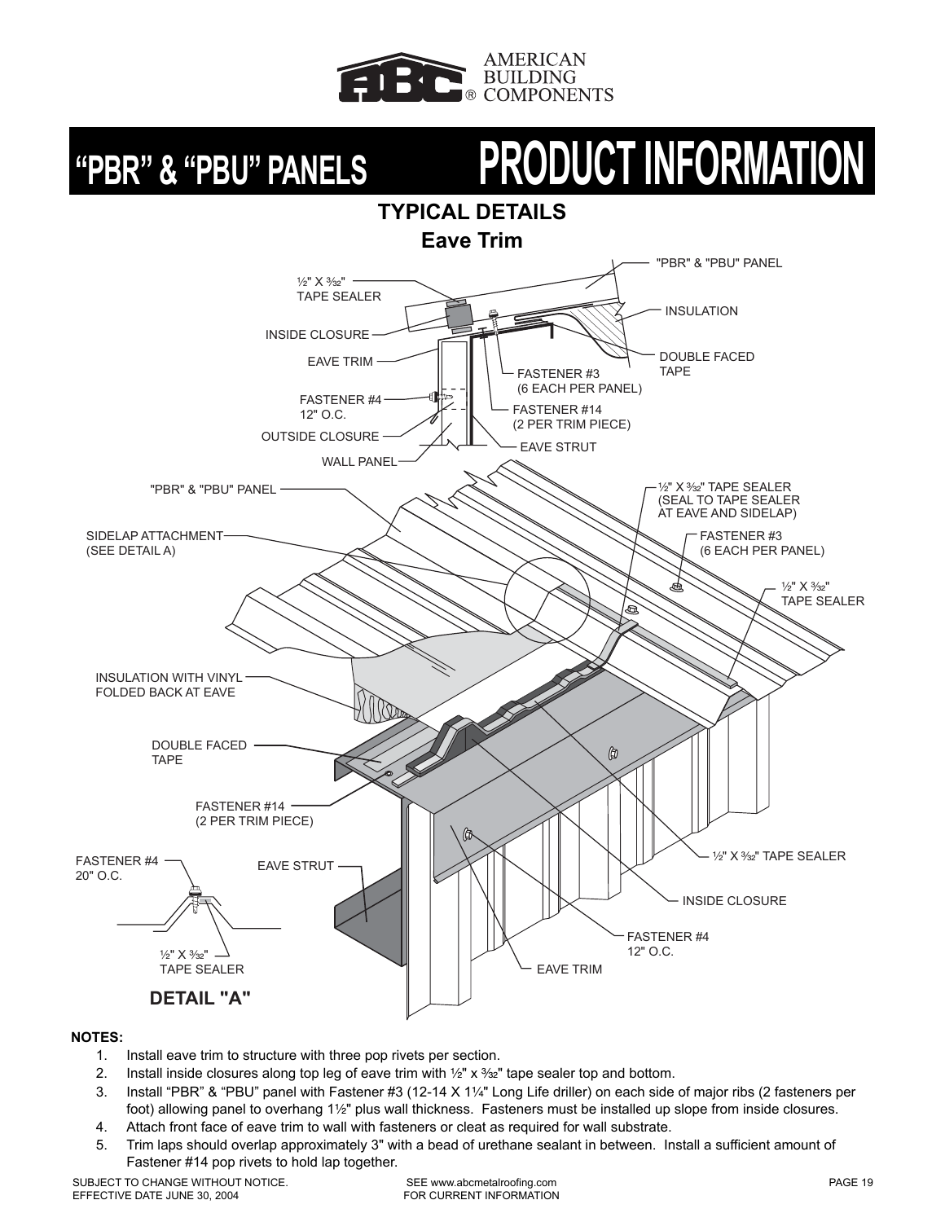# "PBR" & "PBU" PANELS — PRODUCT INFORMATION

## TYPICAL DETAILS

### Eave Trim

"PBR" & "PBU" PANEL

½" X 3/32" TAPE SEALER

INSULATION

INSIDE CLOSURE

DOUBLE FACED TAPE

EAVE TRIM

FASTENER #3 (6 EACH PER PANEL)

FASTENER #4 12" O.C.

FASTENER #14 (2 PER TRIM PIECE)

OUTSIDE CLOSURE

EAVE STRUT

WALL PANEL

"PBR" & "PBU" PANEL

½" X 3/32" TAPE SEALER (SEAL TO TAPE SEALER AT EAVE AND SIDELAP)

SIDELAP ATTACHMENT (SEE DETAIL A)

FASTENER #3 (6 EACH PER PANEL)

½" X 3/32" TAPE SEALER

INSULATION WITH VINYL FOLDED BACK AT EAVE

DOUBLE FACED TAPE

FASTENER #14 (2 PER TRIM PIECE)

FASTENER #4 20" O.C.

EAVE STRUT

½" X 3/32" TAPE SEALER

INSIDE CLOSURE

FASTENER #4 12" O.C.

½" X 3/32" TAPE SEALER

EAVE TRIM

**DETAIL "A"**

**NOTES:**

1. Install eave trim to structure with three pop rivets per section.
2. Install inside closures along top leg of eave trim with ½" x 3/32" tape sealer top and bottom.
3. Install "PBR" & "PBU" panel with Fastener #3 (12-14 X 1¼" Long Life driller) on each side of major ribs (2 fasteners per foot) allowing panel to overhang 1½" plus wall thickness. Fasteners must be installed up slope from inside closures.
4. Attach front face of eave trim to wall with fasteners or cleat as required for wall substrate.
5. Trim laps should overlap approximately 3" with a bead of urethane sealant in between. Install a sufficient amount of Fastener #14 pop rivets to hold lap together.

SUBJECT TO CHANGE WITHOUT NOTICE.
EFFECTIVE DATE JUNE 30, 2004

SEE www.abcmetalroofing.com FOR CURRENT INFORMATION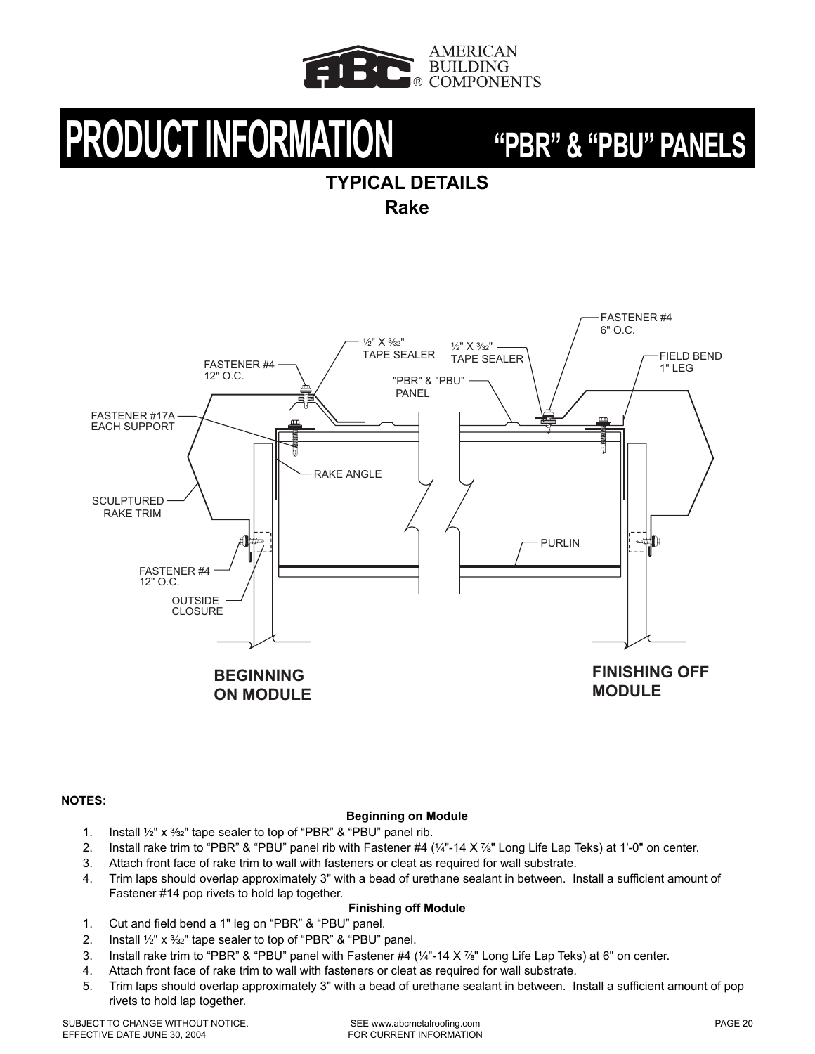# PRODUCT INFORMATION "PBR" & "PBU" PANELS

## TYPICAL DETAILS

### Rake

FASTENER #4
6" O.C.

½" X ³⁄₃₂"
TAPE SEALER

½" X ³⁄₃₂"
TAPE SEALER

FIELD BEND
1" LEG

FASTENER #4
12" O.C.

"PBR" & "PBU"
PANEL

FASTENER #17A
EACH SUPPORT

RAKE ANGLE

SCULPTURED
RAKE TRIM

PURLIN

FASTENER #4
12" O.C.

OUTSIDE
CLOSURE

**BEGINNING ON MODULE**

**FINISHING OFF MODULE**

**NOTES:**

**Beginning on Module**

1. Install ½" x ³⁄₃₂" tape sealer to top of "PBR" & "PBU" panel rib.
2. Install rake trim to "PBR" & "PBU" panel rib with Fastener #4 (¼"-14 X ⅞" Long Life Lap Teks) at 1'-0" on center.
3. Attach front face of rake trim to wall with fasteners or cleat as required for wall substrate.
4. Trim laps should overlap approximately 3" with a bead of urethane sealant in between. Install a sufficient amount of Fastener #14 pop rivets to hold lap together.

**Finishing off Module**

1. Cut and field bend a 1" leg on "PBR" & "PBU" panel.
2. Install ½" x ³⁄₃₂" tape sealer to top of "PBR" & "PBU" panel.
3. Install rake trim to "PBR" & "PBU" panel with Fastener #4 (¼"-14 X ⅞" Long Life Lap Teks) at 6" on center.
4. Attach front face of rake trim to wall with fasteners or cleat as required for wall substrate.
5. Trim laps should overlap approximately 3" with a bead of urethane sealant in between. Install a sufficient amount of pop rivets to hold lap together.

SUBJECT TO CHANGE WITHOUT NOTICE.
EFFECTIVE DATE JUNE 30, 2004

SEE www.abcmetalroofing.com
FOR CURRENT INFORMATION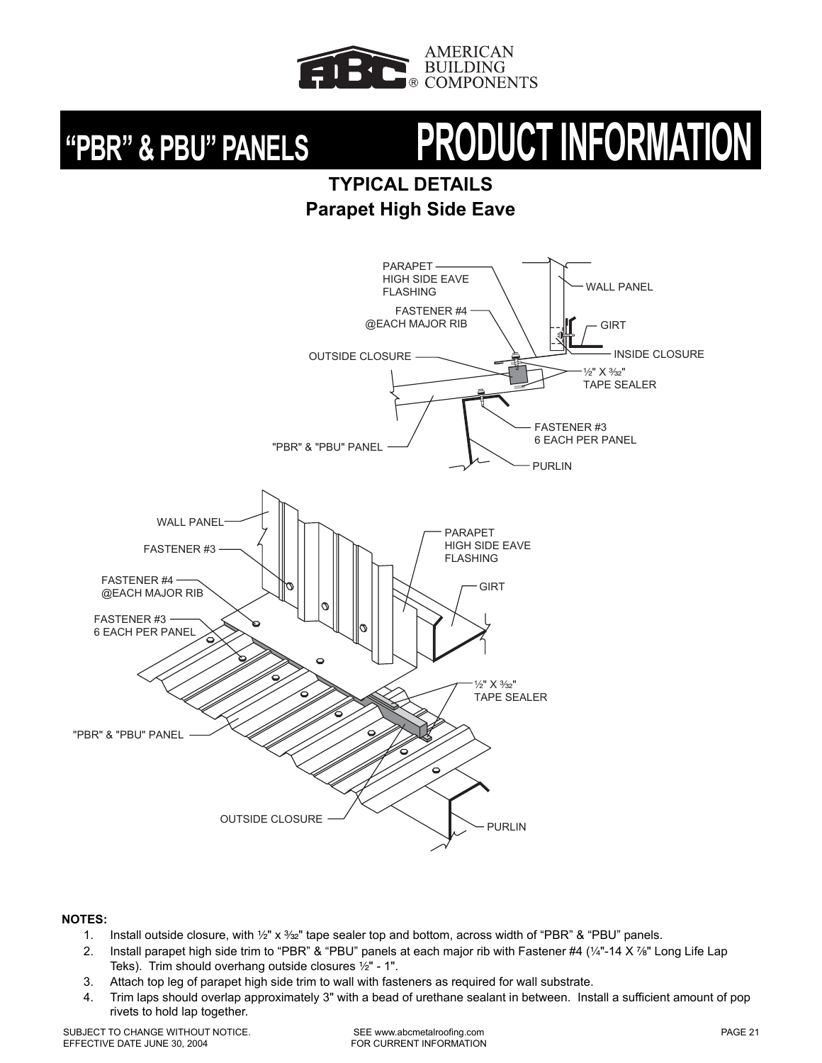# "PBR" & PBU" PANELS PRODUCT INFORMATION

## TYPICAL DETAILS

### Parapet High Side Eave

PARAPET HIGH SIDE EAVE FLASHING

FASTENER #4 @EACH MAJOR RIB

OUTSIDE CLOSURE

WALL PANEL

GIRT

INSIDE CLOSURE

½" X 3⁄32" TAPE SEALER

FASTENER #3 6 EACH PER PANEL

"PBR" & "PBU" PANEL

PURLIN

WALL PANEL

FASTENER #3

FASTENER #4 @EACH MAJOR RIB

FASTENER #3 6 EACH PER PANEL

PARAPET HIGH SIDE EAVE FLASHING

GIRT

½" X 3⁄32" TAPE SEALER

"PBR" & "PBU" PANEL

OUTSIDE CLOSURE

PURLIN

**NOTES:**

1. Install outside closure, with ½" x 3⁄32" tape sealer top and bottom, across width of "PBR" & "PBU" panels.
2. Install parapet high side trim to "PBR" & "PBU" panels at each major rib with Fastener #4 (¼"-14 X ⅞" Long Life Lap Teks). Trim should overhang outside closures ½" - 1".
3. Attach top leg of parapet high side trim to wall with fasteners as required for wall substrate.
4. Trim laps should overlap approximately 3" with a bead of urethane sealant in between. Install a sufficient amount of pop rivets to hold lap together.

SUBJECT TO CHANGE WITHOUT NOTICE.
EFFECTIVE DATE JUNE 30, 2004

SEE www.abcmetalroofing.com
FOR CURRENT INFORMATION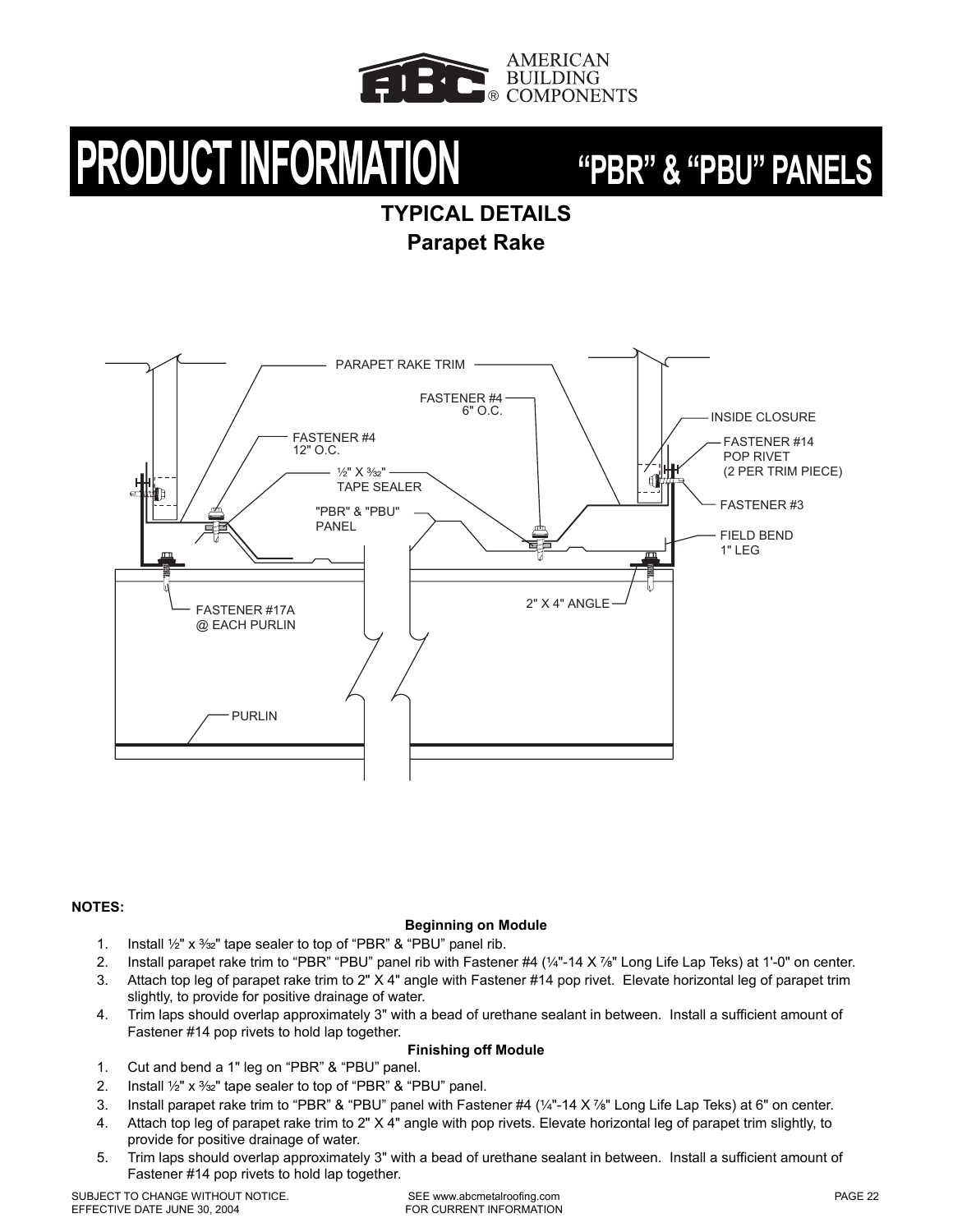# PRODUCT INFORMATION "PBR" & "PBU" PANELS

## TYPICAL DETAILS
### Parapet Rake

PARAPET RAKE TRIM

FASTENER #4
6" O.C.

INSIDE CLOSURE

FASTENER #4
12" O.C.

FASTENER #14
POP RIVET
(2 PER TRIM PIECE)

½" X ³⁄₃₂"
TAPE SEALER

FASTENER #3

"PBR" & "PBU"
PANEL

FIELD BEND
1" LEG

2" X 4" ANGLE

FASTENER #17A
@ EACH PURLIN

PURLIN

**NOTES:**

**Beginning on Module**

1. Install ½" x ³⁄₃₂" tape sealer to top of "PBR" & "PBU" panel rib.
2. Install parapet rake trim to "PBR" "PBU" panel rib with Fastener #4 (¼"-14 X ⅞" Long Life Lap Teks) at 1'-0" on center.
3. Attach top leg of parapet rake trim to 2" X 4" angle with Fastener #14 pop rivet. Elevate horizontal leg of parapet trim slightly, to provide for positive drainage of water.
4. Trim laps should overlap approximately 3" with a bead of urethane sealant in between. Install a sufficient amount of Fastener #14 pop rivets to hold lap together.

**Finishing off Module**

1. Cut and bend a 1" leg on "PBR" & "PBU" panel.
2. Install ½" x ³⁄₃₂" tape sealer to top of "PBR" & "PBU" panel.
3. Install parapet rake trim to "PBR" & "PBU" panel with Fastener #4 (¼"-14 X ⅞" Long Life Lap Teks) at 6" on center.
4. Attach top leg of parapet rake trim to 2" X 4" angle with pop rivets. Elevate horizontal leg of parapet trim slightly, to provide for positive drainage of water.
5. Trim laps should overlap approximately 3" with a bead of urethane sealant in between. Install a sufficient amount of Fastener #14 pop rivets to hold lap together.

SUBJECT TO CHANGE WITHOUT NOTICE.
EFFECTIVE DATE JUNE 30, 2004

SEE www.abcmetalroofing.com
FOR CURRENT INFORMATION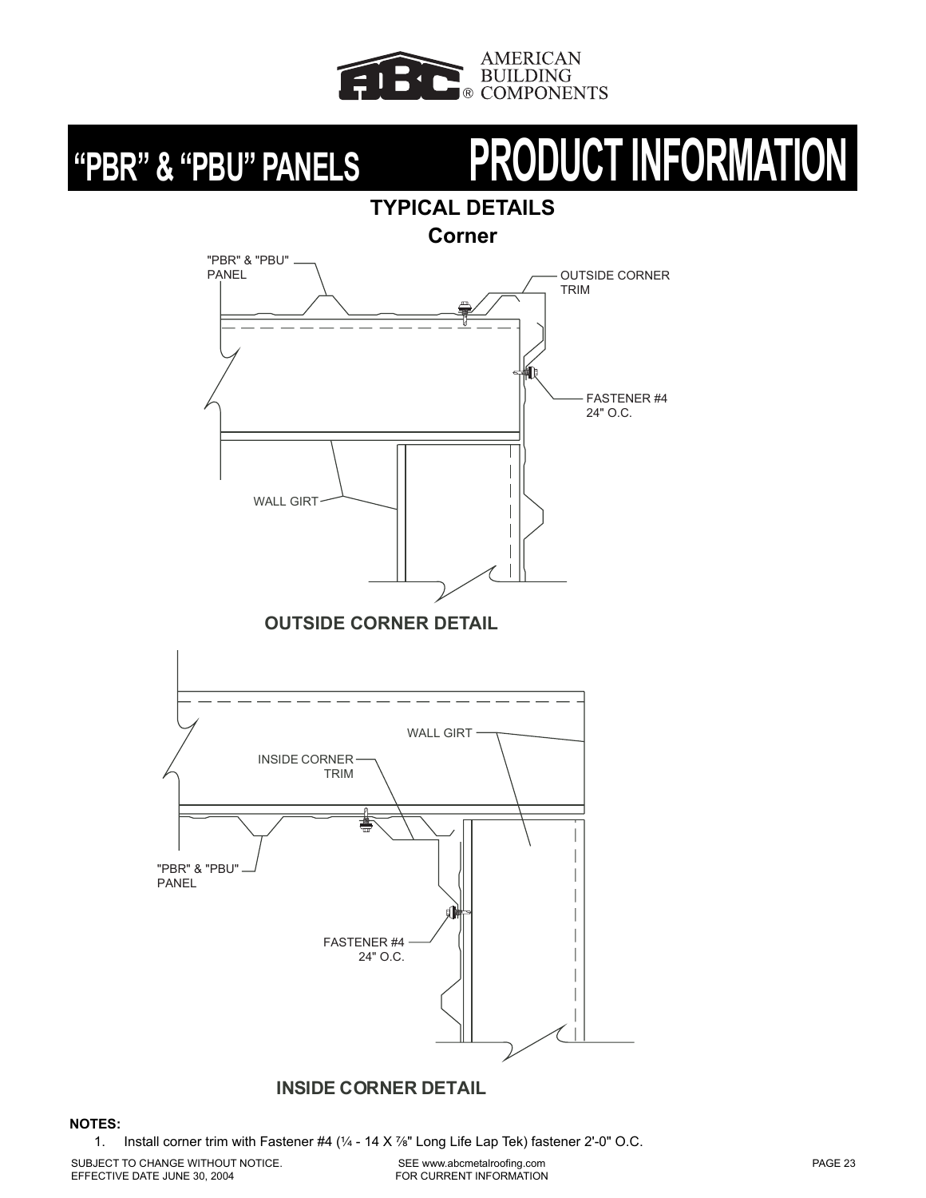# "PBR" & "PBU" PANELS PRODUCT INFORMATION

## TYPICAL DETAILS

### Corner

"PBR" & "PBU" PANEL

OUTSIDE CORNER TRIM

FASTENER #4 24" O.C.

WALL GIRT

**OUTSIDE CORNER DETAIL**

WALL GIRT

INSIDE CORNER TRIM

"PBR" & "PBU" PANEL

FASTENER #4 24" O.C.

**INSIDE CORNER DETAIL**

**NOTES:**

1. Install corner trim with Fastener #4 (¼ - 14 X ⅞" Long Life Lap Tek) fastener 2'-0" O.C.

SUBJECT TO CHANGE WITHOUT NOTICE.
EFFECTIVE DATE JUNE 30, 2004

SEE www.abcmetalroofing.com
FOR CURRENT INFORMATION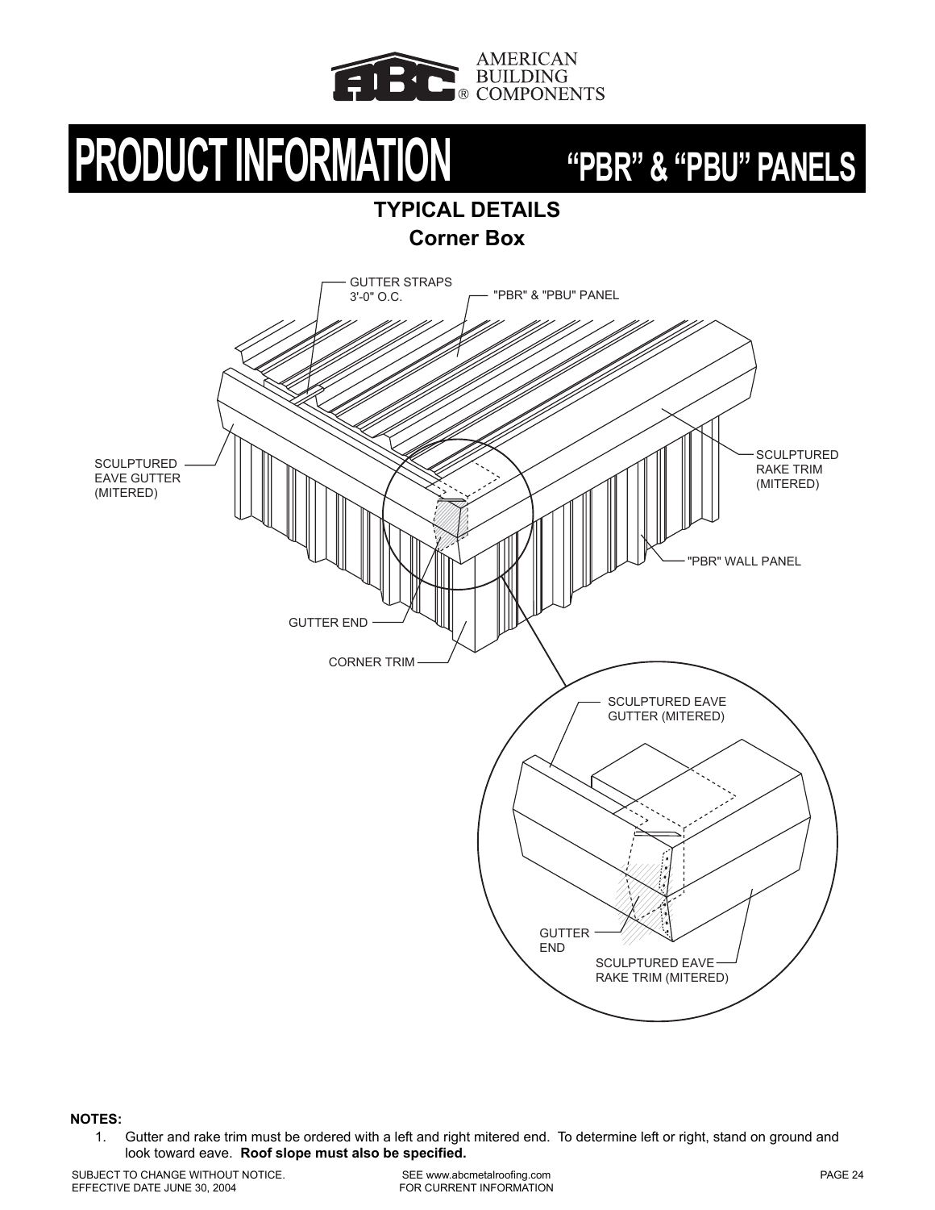# PRODUCT INFORMATION "PBR" & "PBU" PANELS

## TYPICAL DETAILS

### Corner Box

GUTTER STRAPS 3'-0" O.C.

"PBR" & "PBU" PANEL

SCULPTURED EAVE GUTTER (MITERED)

SCULPTURED RAKE TRIM (MITERED)

"PBR" WALL PANEL

GUTTER END

CORNER TRIM

SCULPTURED EAVE GUTTER (MITERED)

GUTTER END

SCULPTURED EAVE RAKE TRIM (MITERED)

**NOTES:**

1. Gutter and rake trim must be ordered with a left and right mitered end. To determine left or right, stand on ground and look toward eave. **Roof slope must also be specified.**

SUBJECT TO CHANGE WITHOUT NOTICE.
EFFECTIVE DATE JUNE 30, 2004

SEE www.abcmetalroofing.com
FOR CURRENT INFORMATION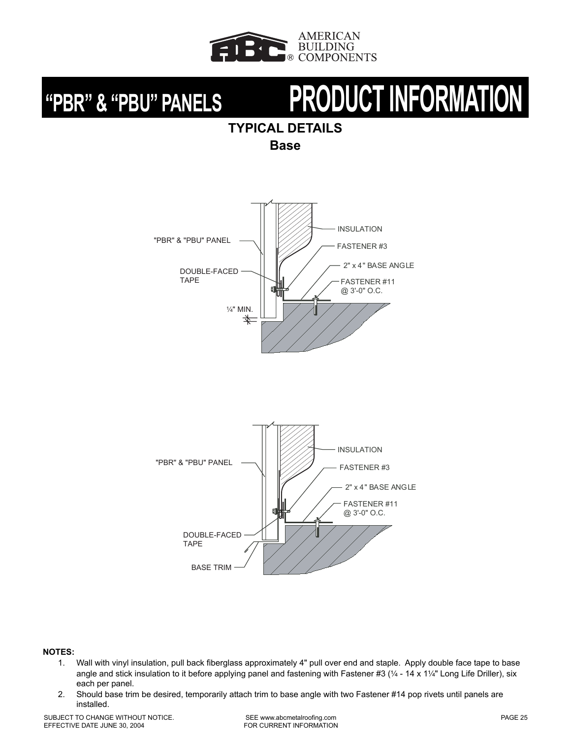# "PBR" & "PBU" PANELS PRODUCT INFORMATION

## TYPICAL DETAILS

### Base

INSULATION

"PBR" & "PBU" PANEL

FASTENER #3

2" x 4" BASE ANGLE

DOUBLE-FACED TAPE

FASTENER #11 @ 3'-0" O.C.

¼" MIN.

INSULATION

"PBR" & "PBU" PANEL

FASTENER #3

2" x 4" BASE ANGLE

FASTENER #11 @ 3'-0" O.C.

DOUBLE-FACED TAPE

BASE TRIM

**NOTES:**

1. Wall with vinyl insulation, pull back fiberglass approximately 4" pull over end and staple. Apply double face tape to base angle and stick insulation to it before applying panel and fastening with Fastener #3 (¼ - 14 x 1¼" Long Life Driller), six each per panel.
2. Should base trim be desired, temporarily attach trim to base angle with two Fastener #14 pop rivets until panels are installed.

SUBJECT TO CHANGE WITHOUT NOTICE.
EFFECTIVE DATE JUNE 30, 2004

SEE www.abcmetalroofing.com
FOR CURRENT INFORMATION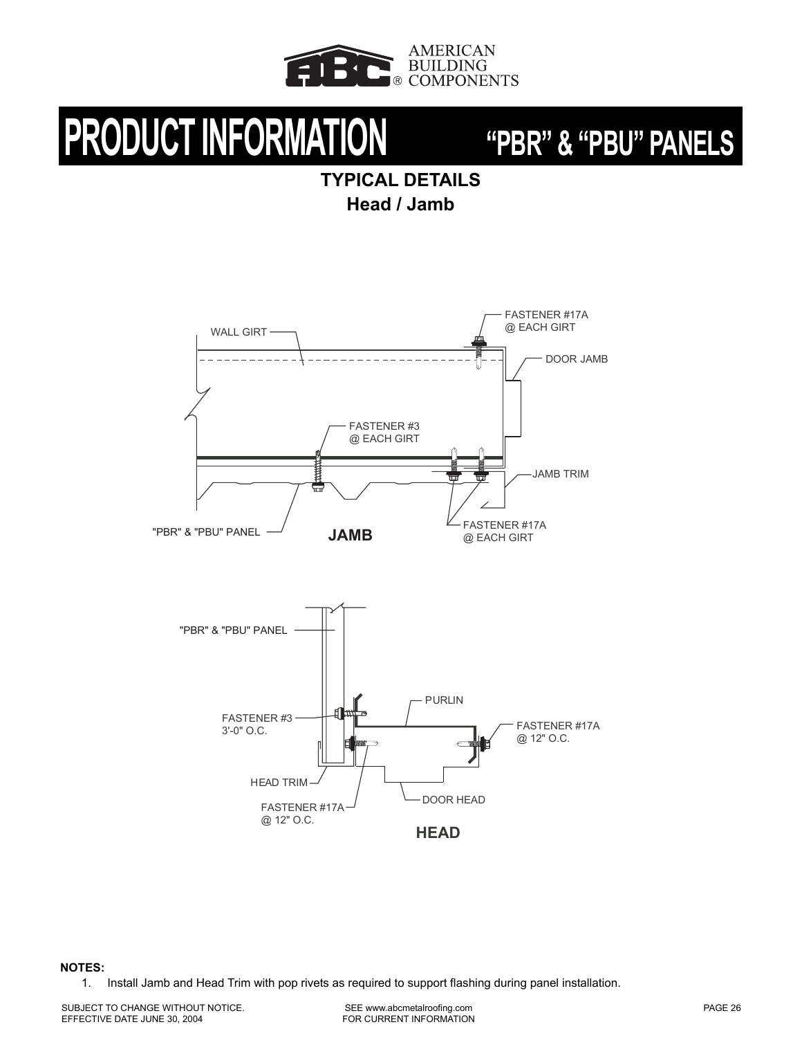# PRODUCT INFORMATION

## "PBR" & "PBU" PANELS

### TYPICAL DETAILS
### Head / Jamb

WALL GIRT

FASTENER #17A
@ EACH GIRT

DOOR JAMB

FASTENER #3
@ EACH GIRT

JAMB TRIM

"PBR" & "PBU" PANEL

**JAMB**

FASTENER #17A
@ EACH GIRT

"PBR" & "PBU" PANEL

PURLIN

FASTENER #3
3'-0" O.C.

FASTENER #17A
@ 12" O.C.

HEAD TRIM

DOOR HEAD

FASTENER #17A
@ 12" O.C.

**HEAD**

**NOTES:**

1. Install Jamb and Head Trim with pop rivets as required to support flashing during panel installation.

SUBJECT TO CHANGE WITHOUT NOTICE.
EFFECTIVE DATE JUNE 30, 2004

SEE www.abcmetalroofing.com
FOR CURRENT INFORMATION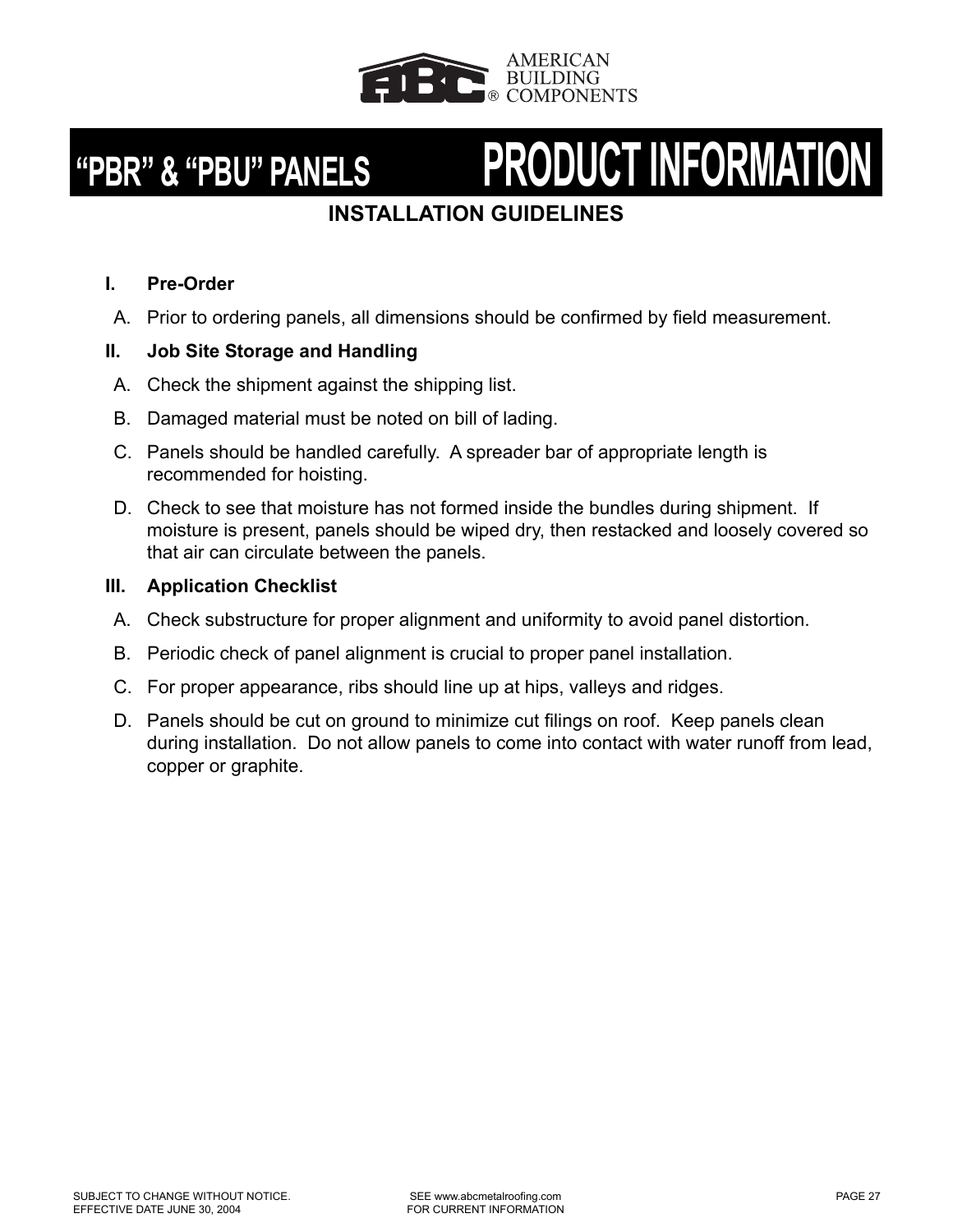# "PBR" & "PBU" PANELS — PRODUCT INFORMATION

## INSTALLATION GUIDELINES

**I. Pre-Order**

A. Prior to ordering panels, all dimensions should be confirmed by field measurement.

**II. Job Site Storage and Handling**

A. Check the shipment against the shipping list.

B. Damaged material must be noted on bill of lading.

C. Panels should be handled carefully. A spreader bar of appropriate length is recommended for hoisting.

D. Check to see that moisture has not formed inside the bundles during shipment. If moisture is present, panels should be wiped dry, then restacked and loosely covered so that air can circulate between the panels.

**III. Application Checklist**

A. Check substructure for proper alignment and uniformity to avoid panel distortion.

B. Periodic check of panel alignment is crucial to proper panel installation.

C. For proper appearance, ribs should line up at hips, valleys and ridges.

D. Panels should be cut on ground to minimize cut filings on roof. Keep panels clean during installation. Do not allow panels to come into contact with water runoff from lead, copper or graphite.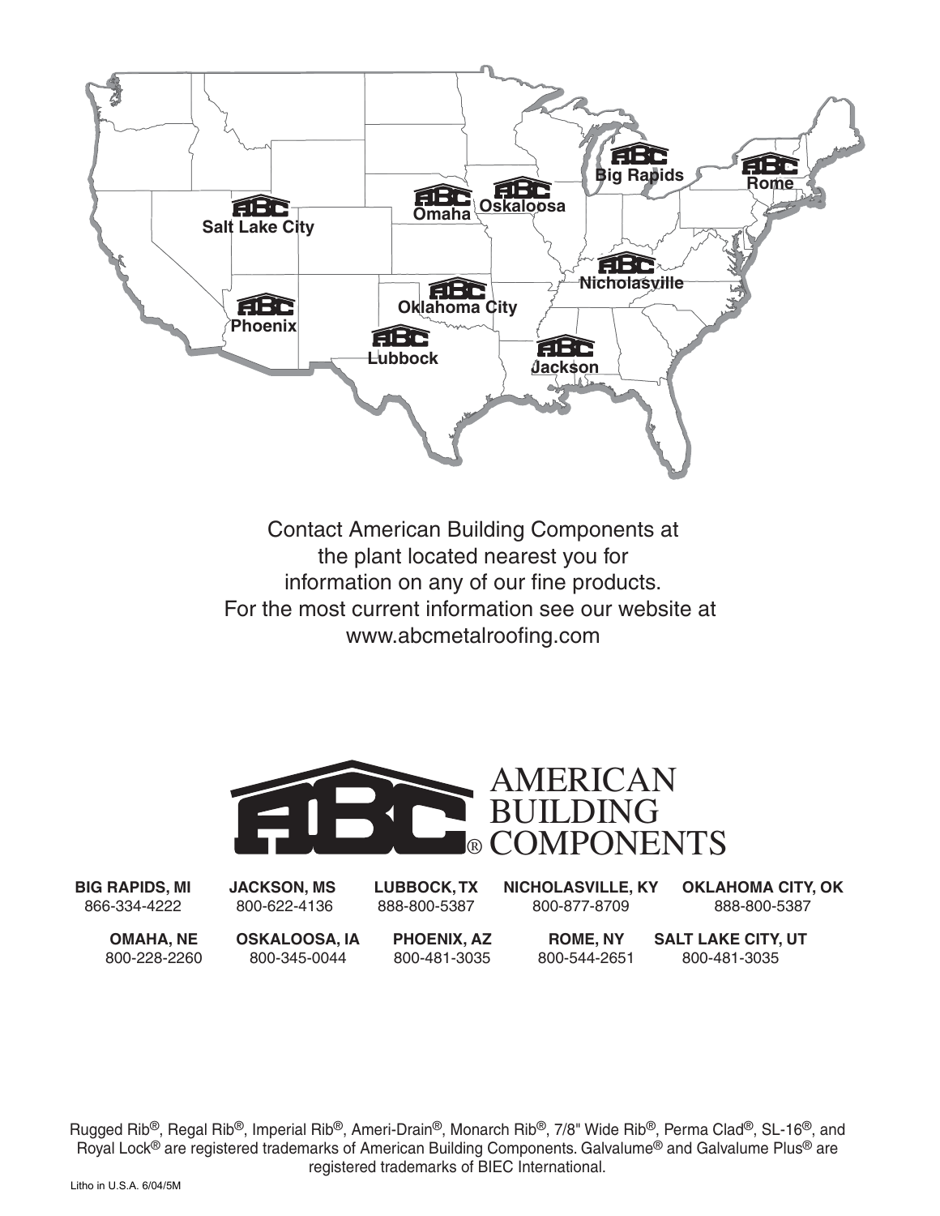Big Rapids
Rome
Omaha
Oskaloosa
Salt Lake City
Nicholasville
Oklahoma City
Phoenix
Lubbock
Jackson

Contact American Building Components at
the plant located nearest you for
information on any of our fine products.
For the most current information see our website at
www.abcmetalroofing.com

AMERICAN BUILDING COMPONENTS®

| | | | | |
|---|---|---|---|---|
| **BIG RAPIDS, MI** 866-334-4222 | **JACKSON, MS** 800-622-4136 | **LUBBOCK, TX** 888-800-5387 | **NICHOLASVILLE, KY** 800-877-8709 | **OKLAHOMA CITY, OK** 888-800-5387 |
| **OMAHA, NE** 800-228-2260 | **OSKALOOSA, IA** 800-345-0044 | **PHOENIX, AZ** 800-481-3035 | **ROME, NY** 800-544-2651 | **SALT LAKE CITY, UT** 800-481-3035 |

Rugged Rib®, Regal Rib®, Imperial Rib®, Ameri-Drain®, Monarch Rib®, 7/8" Wide Rib®, Perma Clad®, SL-16®, and Royal Lock® are registered trademarks of American Building Components. Galvalume® and Galvalume Plus® are registered trademarks of BIEC International.

Litho in U.S.A. 6/04/5M